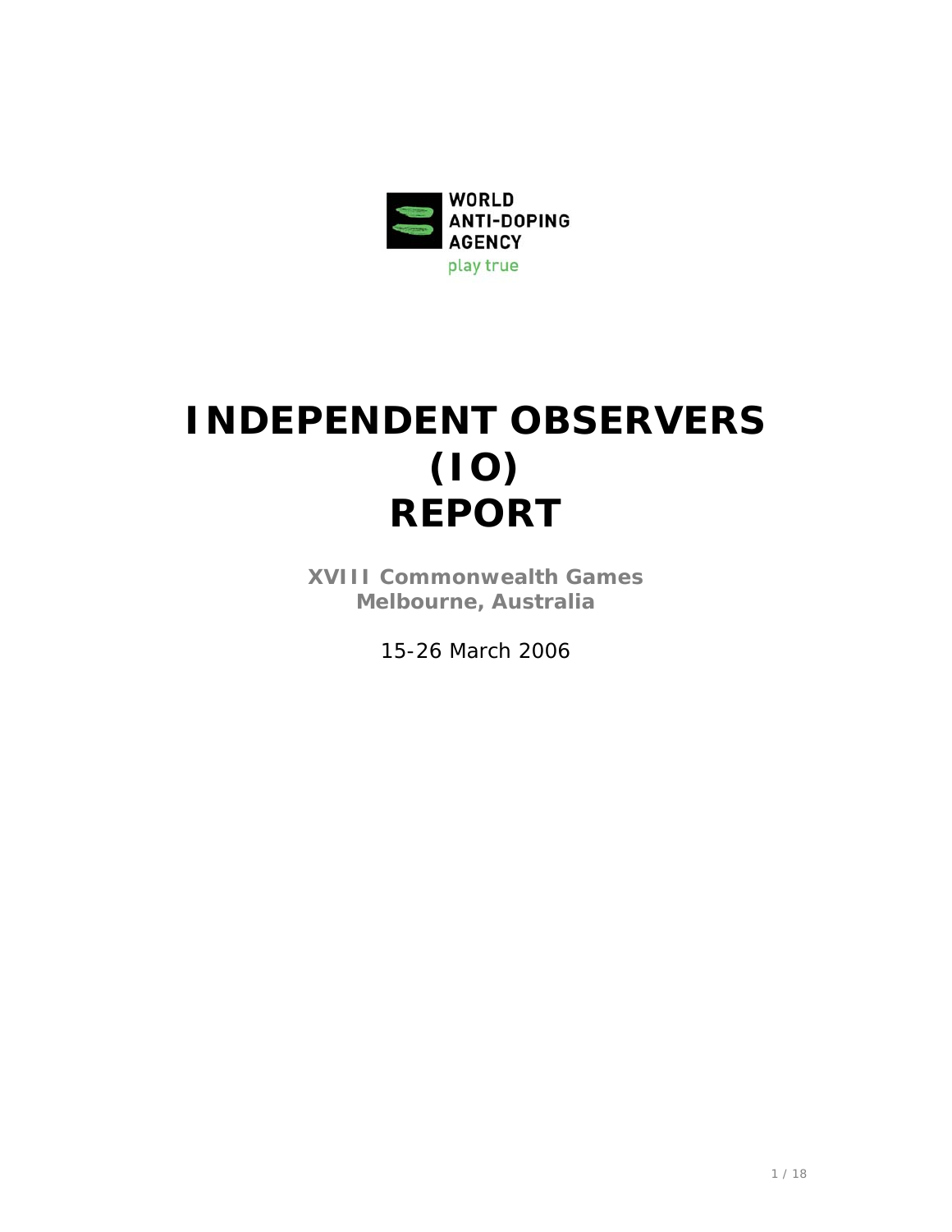WORLD ANTI-DOPING AGENCY

play true

# INDEPENDENT OBSERVERS (IO) REPORT

**XVIII Commonwealth Games**
**Melbourne, Australia**

15-26 March 2006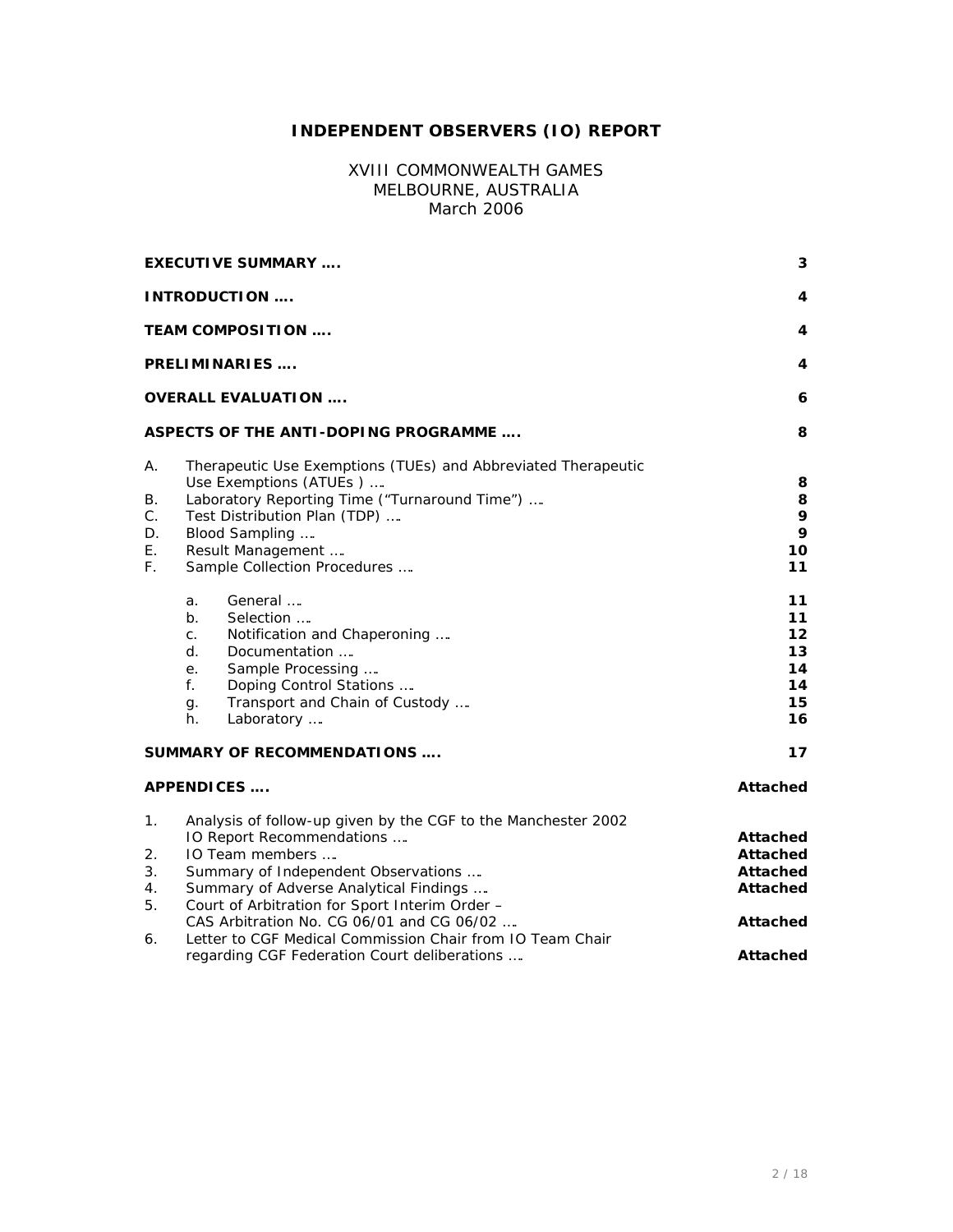# INDEPENDENT OBSERVERS (IO) REPORT

XVIII COMMONWEALTH GAMES
MELBOURNE, AUSTRALIA
March 2006

| | | |
|---|---|---|
| **EXECUTIVE SUMMARY ….** | | **3** |
| **INTRODUCTION ….** | | **4** |
| **TEAM COMPOSITION ….** | | **4** |
| **PRELIMINARIES ….** | | **4** |
| **OVERALL EVALUATION ….** | | **6** |
| **ASPECTS OF THE ANTI-DOPING PROGRAMME ….** | | **8** |
| A. | Therapeutic Use Exemptions (TUEs) and Abbreviated Therapeutic Use Exemptions (ATUEs ) …. | **8** |
| B. | Laboratory Reporting Time ("Turnaround Time") …. | **8** |
| C. | Test Distribution Plan (TDP) …. | **9** |
| D. | Blood Sampling …. | **9** |
| E. | Result Management …. | **10** |
| F. | Sample Collection Procedures …. | **11** |
| | a. General …. | **11** |
| | b. Selection …. | **11** |
| | c. Notification and Chaperoning …. | **12** |
| | d. Documentation …. | **13** |
| | e. Sample Processing …. | **14** |
| | f. Doping Control Stations …. | **14** |
| | g. Transport and Chain of Custody …. | **15** |
| | h. Laboratory …. | **16** |
| **SUMMARY OF RECOMMENDATIONS ….** | | **17** |
| **APPENDICES ….** | | **Attached** |
| 1. | Analysis of follow-up given by the CGF to the Manchester 2002 IO Report Recommendations …. | **Attached** |
| 2. | IO Team members …. | **Attached** |
| 3. | Summary of Independent Observations …. | **Attached** |
| 4. | Summary of Adverse Analytical Findings …. | **Attached** |
| 5. | Court of Arbitration for Sport Interim Order – CAS Arbitration No. CG 06/01 and CG 06/02 …. | **Attached** |
| 6. | Letter to CGF Medical Commission Chair from IO Team Chair regarding CGF Federation Court deliberations …. | **Attached** |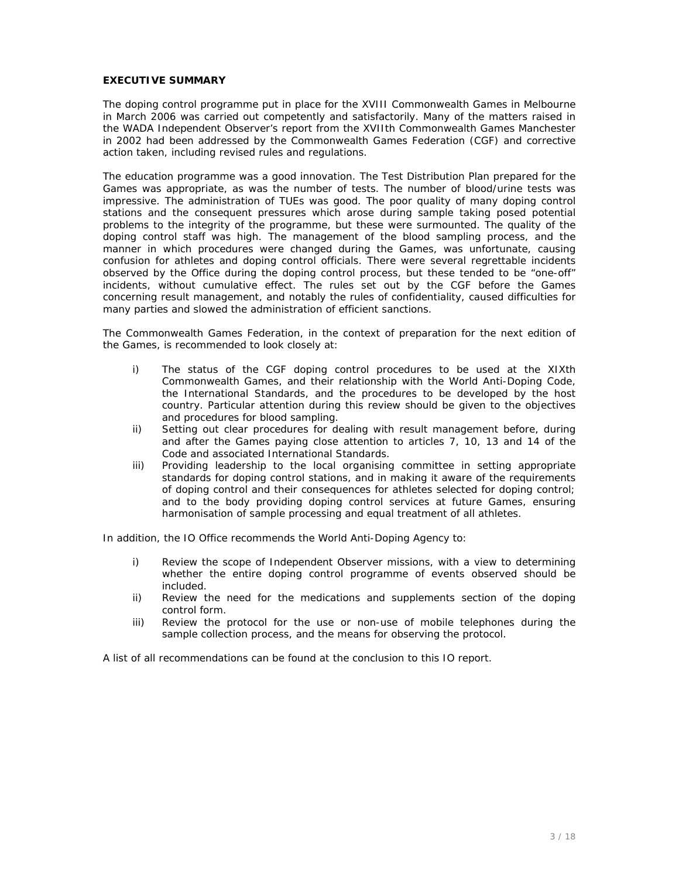## EXECUTIVE SUMMARY

The doping control programme put in place for the XVIII Commonwealth Games in Melbourne in March 2006 was carried out competently and satisfactorily. Many of the matters raised in the WADA Independent Observer's report from the XVIIth Commonwealth Games Manchester in 2002 had been addressed by the Commonwealth Games Federation (CGF) and corrective action taken, including revised rules and regulations.

The education programme was a good innovation. The Test Distribution Plan prepared for the Games was appropriate, as was the number of tests. The number of blood/urine tests was impressive. The administration of TUEs was good. The poor quality of many doping control stations and the consequent pressures which arose during sample taking posed potential problems to the integrity of the programme, but these were surmounted. The quality of the doping control staff was high. The management of the blood sampling process, and the manner in which procedures were changed during the Games, was unfortunate, causing confusion for athletes and doping control officials. There were several regrettable incidents observed by the Office during the doping control process, but these tended to be "one-off" incidents, without cumulative effect. The rules set out by the CGF before the Games concerning result management, and notably the rules of confidentiality, caused difficulties for many parties and slowed the administration of efficient sanctions.

The Commonwealth Games Federation, in the context of preparation for the next edition of the Games, is recommended to look closely at:

- i) The status of the CGF doping control procedures to be used at the XIXth Commonwealth Games, and their relationship with the World Anti-Doping Code, the International Standards, and the procedures to be developed by the host country. Particular attention during this review should be given to the objectives and procedures for blood sampling.
- ii) Setting out clear procedures for dealing with result management before, during and after the Games paying close attention to articles 7, 10, 13 and 14 of the Code and associated International Standards.
- iii) Providing leadership to the local organising committee in setting appropriate standards for doping control stations, and in making it aware of the requirements of doping control and their consequences for athletes selected for doping control; and to the body providing doping control services at future Games, ensuring harmonisation of sample processing and equal treatment of all athletes.

In addition, the IO Office recommends the World Anti-Doping Agency to:

- i) Review the scope of Independent Observer missions, with a view to determining whether the entire doping control programme of events observed should be included.
- ii) Review the need for the medications and supplements section of the doping control form.
- iii) Review the protocol for the use or non-use of mobile telephones during the sample collection process, and the means for observing the protocol.

A list of all recommendations can be found at the conclusion to this IO report.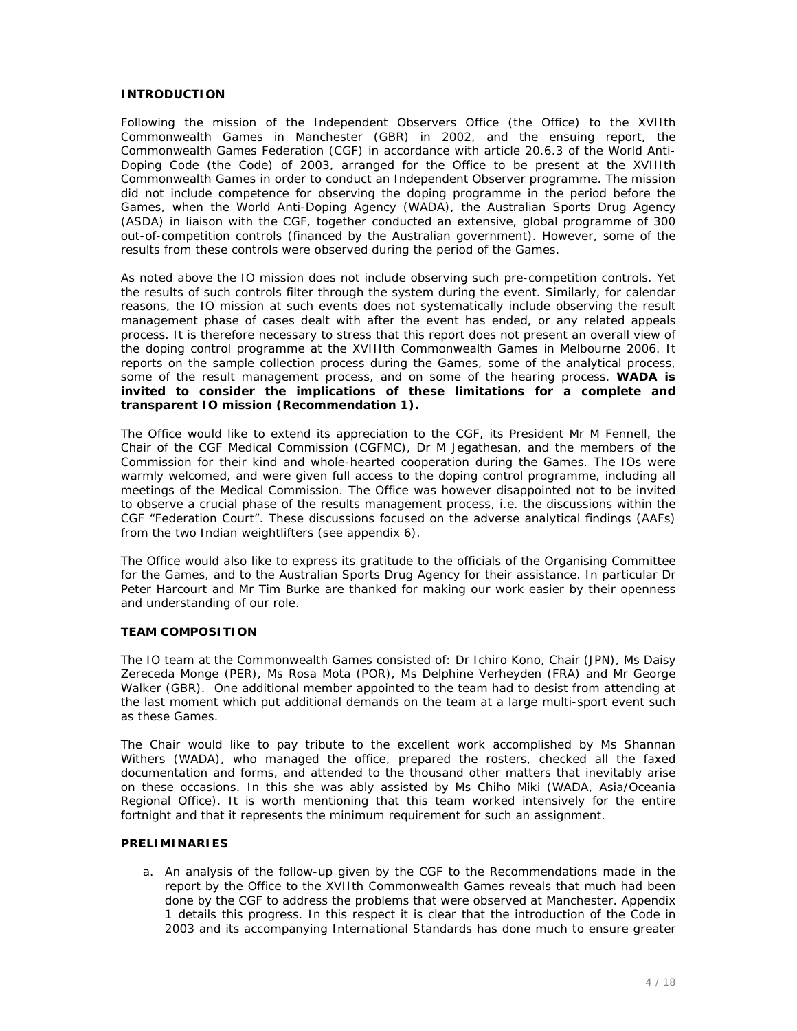## INTRODUCTION

Following the mission of the Independent Observers Office (the Office) to the XVIIth Commonwealth Games in Manchester (GBR) in 2002, and the ensuing report, the Commonwealth Games Federation (CGF) in accordance with article 20.6.3 of the World Anti-Doping Code (the Code) of 2003, arranged for the Office to be present at the XVIIIth Commonwealth Games in order to conduct an Independent Observer programme. The mission did not include competence for observing the doping programme in the period before the Games, when the World Anti-Doping Agency (WADA), the Australian Sports Drug Agency (ASDA) in liaison with the CGF, together conducted an extensive, global programme of 300 out-of-competition controls (financed by the Australian government). However, some of the results from these controls were observed during the period of the Games.

As noted above the IO mission does not include observing such pre-competition controls. Yet the results of such controls filter through the system during the event. Similarly, for calendar reasons, the IO mission at such events does not systematically include observing the result management phase of cases dealt with after the event has ended, or any related appeals process. It is therefore necessary to stress that this report does not present an overall view of the doping control programme at the XVIIIth Commonwealth Games in Melbourne 2006. It reports on the sample collection process during the Games, some of the analytical process, some of the result management process, and on some of the hearing process. **WADA is invited to consider the implications of these limitations for a complete and transparent IO mission (Recommendation 1).**

The Office would like to extend its appreciation to the CGF, its President Mr M Fennell, the Chair of the CGF Medical Commission (CGFMC), Dr M Jegathesan, and the members of the Commission for their kind and whole-hearted cooperation during the Games. The IOs were warmly welcomed, and were given full access to the doping control programme, including all meetings of the Medical Commission. The Office was however disappointed not to be invited to observe a crucial phase of the results management process, i.e. the discussions within the CGF "Federation Court". These discussions focused on the adverse analytical findings (AAFs) from the two Indian weightlifters (see appendix 6).

The Office would also like to express its gratitude to the officials of the Organising Committee for the Games, and to the Australian Sports Drug Agency for their assistance. In particular Dr Peter Harcourt and Mr Tim Burke are thanked for making our work easier by their openness and understanding of our role.

## TEAM COMPOSITION

The IO team at the Commonwealth Games consisted of: Dr Ichiro Kono, Chair (JPN), Ms Daisy Zereceda Monge (PER), Ms Rosa Mota (POR), Ms Delphine Verheyden (FRA) and Mr George Walker (GBR). One additional member appointed to the team had to desist from attending at the last moment which put additional demands on the team at a large multi-sport event such as these Games.

The Chair would like to pay tribute to the excellent work accomplished by Ms Shannan Withers (WADA), who managed the office, prepared the rosters, checked all the faxed documentation and forms, and attended to the thousand other matters that inevitably arise on these occasions. In this she was ably assisted by Ms Chiho Miki (WADA, Asia/Oceania Regional Office). It is worth mentioning that this team worked intensively for the entire fortnight and that it represents the minimum requirement for such an assignment.

## PRELIMINARIES

a. An analysis of the follow-up given by the CGF to the Recommendations made in the report by the Office to the XVIIth Commonwealth Games reveals that much had been done by the CGF to address the problems that were observed at Manchester. Appendix 1 details this progress. In this respect it is clear that the introduction of the Code in 2003 and its accompanying International Standards has done much to ensure greater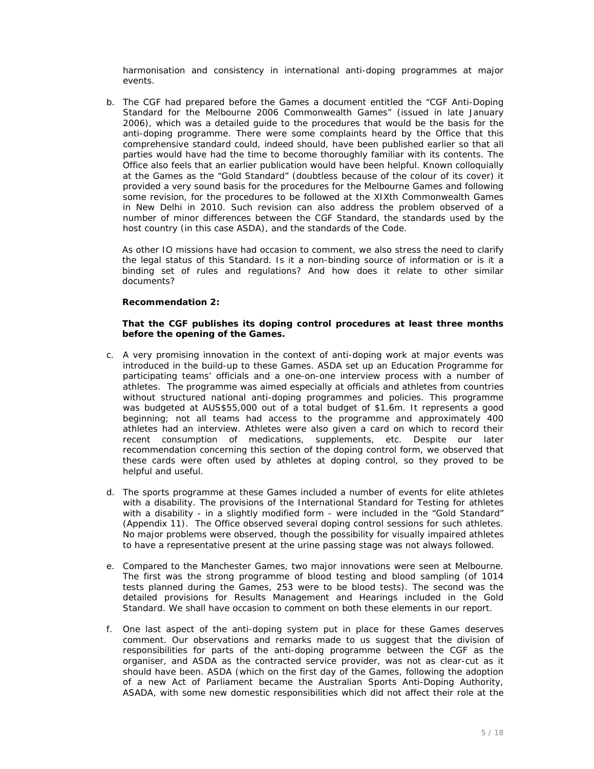harmonisation and consistency in international anti-doping programmes at major events.

b. The CGF had prepared before the Games a document entitled the "CGF Anti-Doping Standard for the Melbourne 2006 Commonwealth Games" (issued in late January 2006), which was a detailed guide to the procedures that would be the basis for the anti-doping programme. There were some complaints heard by the Office that this comprehensive standard could, indeed should, have been published earlier so that all parties would have had the time to become thoroughly familiar with its contents. The Office also feels that an earlier publication would have been helpful. Known colloquially at the Games as the "Gold Standard" (doubtless because of the colour of its cover) it provided a very sound basis for the procedures for the Melbourne Games and following some revision, for the procedures to be followed at the XIXth Commonwealth Games in New Delhi in 2010. Such revision can also address the problem observed of a number of minor differences between the CGF Standard, the standards used by the host country (in this case ASDA), and the standards of the Code.

   As other IO missions have had occasion to comment, we also stress the need to clarify the legal status of this Standard. Is it a non-binding source of information or is it a binding set of rules and regulations? And how does it relate to other similar documents?

   **Recommendation 2:**

   **That the CGF publishes its doping control procedures at least three months before the opening of the Games.**

c. A very promising innovation in the context of anti-doping work at major events was introduced in the build-up to these Games. ASDA set up an Education Programme for participating teams' officials and a one-on-one interview process with a number of athletes. The programme was aimed especially at officials and athletes from countries without structured national anti-doping programmes and policies. This programme was budgeted at AUS$55,000 out of a total budget of $1.6m. It represents a good beginning; not all teams had access to the programme and approximately 400 athletes had an interview. Athletes were also given a card on which to record their recent consumption of medications, supplements, etc. Despite our later recommendation concerning this section of the doping control form, we observed that these cards were often used by athletes at doping control, so they proved to be helpful and useful.

d. The sports programme at these Games included a number of events for elite athletes with a disability. The provisions of the International Standard for Testing for athletes with a disability - in a slightly modified form - were included in the "Gold Standard" (Appendix 11). The Office observed several doping control sessions for such athletes. No major problems were observed, though the possibility for visually impaired athletes to have a representative present at the urine passing stage was not always followed.

e. Compared to the Manchester Games, two major innovations were seen at Melbourne. The first was the strong programme of blood testing and blood sampling (of 1014 tests planned during the Games, 253 were to be blood tests). The second was the detailed provisions for Results Management and Hearings included in the Gold Standard. We shall have occasion to comment on both these elements in our report.

f. One last aspect of the anti-doping system put in place for these Games deserves comment. Our observations and remarks made to us suggest that the division of responsibilities for parts of the anti-doping programme between the CGF as the organiser, and ASDA as the contracted service provider, was not as clear-cut as it should have been. ASDA (which on the first day of the Games, following the adoption of a new Act of Parliament became the Australian Sports Anti-Doping Authority, ASADA, with some new domestic responsibilities which did not affect their role at the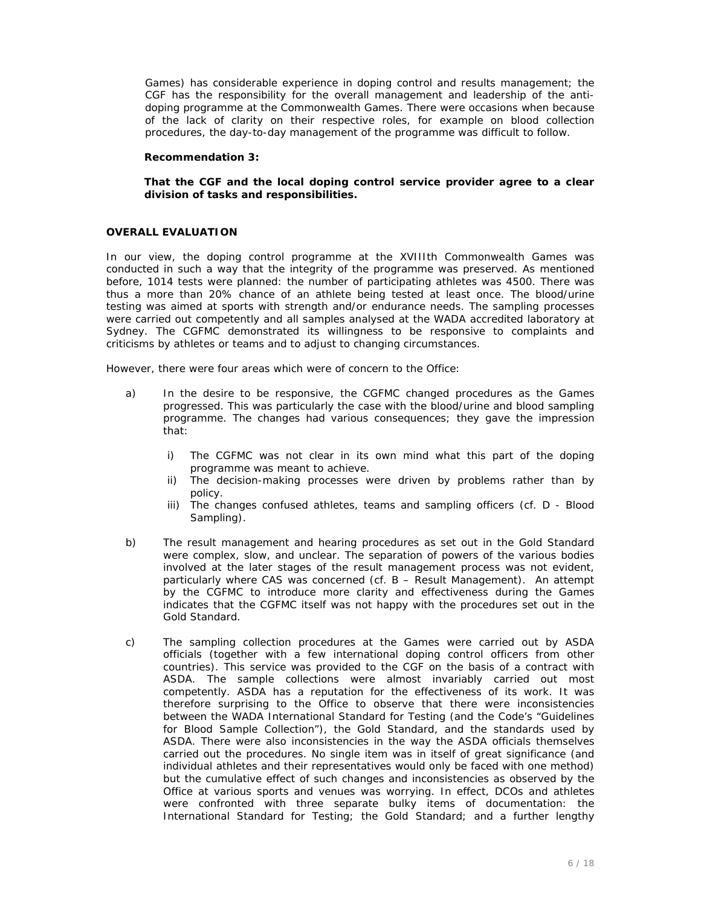Games) has considerable experience in doping control and results management; the CGF has the responsibility for the overall management and leadership of the anti-doping programme at the Commonwealth Games. There were occasions when because of the lack of clarity on their respective roles, for example on blood collection procedures, the day-to-day management of the programme was difficult to follow.

**Recommendation 3:**

**That the CGF and the local doping control service provider agree to a clear division of tasks and responsibilities.**

## OVERALL EVALUATION

In our view, the doping control programme at the XVIIIth Commonwealth Games was conducted in such a way that the integrity of the programme was preserved. As mentioned before, 1014 tests were planned: the number of participating athletes was 4500. There was thus a more than 20% chance of an athlete being tested at least once. The blood/urine testing was aimed at sports with strength and/or endurance needs. The sampling processes were carried out competently and all samples analysed at the WADA accredited laboratory at Sydney. The CGFMC demonstrated its willingness to be responsive to complaints and criticisms by athletes or teams and to adjust to changing circumstances.

However, there were four areas which were of concern to the Office:

a) In the desire to be responsive, the CGFMC changed procedures as the Games progressed. This was particularly the case with the blood/urine and blood sampling programme. The changes had various consequences; they gave the impression that:

   i) The CGFMC was not clear in its own mind what this part of the doping programme was meant to achieve.
   
   ii) The decision-making processes were driven by problems rather than by policy.
   
   iii) The changes confused athletes, teams and sampling officers (cf. D - Blood Sampling).

b) The result management and hearing procedures as set out in the Gold Standard were complex, slow, and unclear. The separation of powers of the various bodies involved at the later stages of the result management process was not evident, particularly where CAS was concerned (cf. B – Result Management). An attempt by the CGFMC to introduce more clarity and effectiveness during the Games indicates that the CGFMC itself was not happy with the procedures set out in the Gold Standard.

c) The sampling collection procedures at the Games were carried out by ASDA officials (together with a few international doping control officers from other countries). This service was provided to the CGF on the basis of a contract with ASDA. The sample collections were almost invariably carried out most competently. ASDA has a reputation for the effectiveness of its work. It was therefore surprising to the Office to observe that there were inconsistencies between the WADA International Standard for Testing (and the Code's "Guidelines for Blood Sample Collection"), the Gold Standard, and the standards used by ASDA. There were also inconsistencies in the way the ASDA officials themselves carried out the procedures. No single item was in itself of great significance (and individual athletes and their representatives would only be faced with one method) but the cumulative effect of such changes and inconsistencies as observed by the Office at various sports and venues was worrying. In effect, DCOs and athletes were confronted with three separate bulky items of documentation: the International Standard for Testing; the Gold Standard; and a further lengthy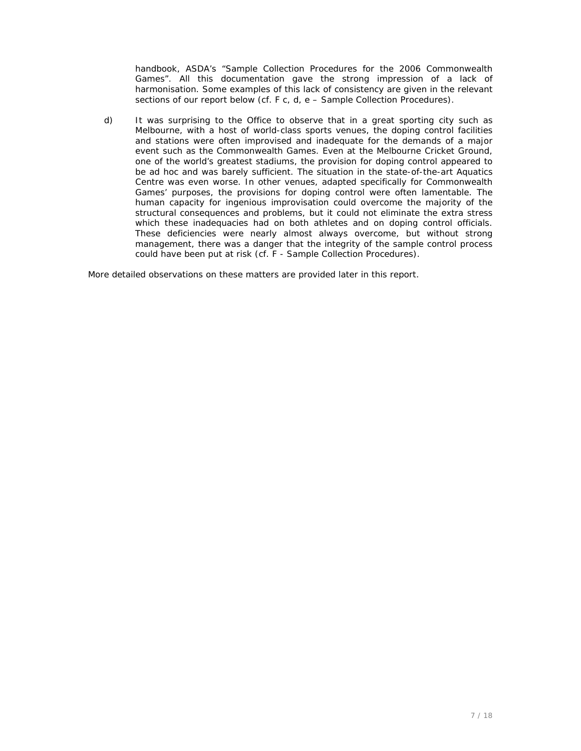handbook, ASDA's "Sample Collection Procedures for the 2006 Commonwealth Games". All this documentation gave the strong impression of a lack of harmonisation. Some examples of this lack of consistency are given in the relevant sections of our report below (cf. F c, d, e – Sample Collection Procedures).

d) It was surprising to the Office to observe that in a great sporting city such as Melbourne, with a host of world-class sports venues, the doping control facilities and stations were often improvised and inadequate for the demands of a major event such as the Commonwealth Games. Even at the Melbourne Cricket Ground, one of the world's greatest stadiums, the provision for doping control appeared to be ad hoc and was barely sufficient. The situation in the state-of-the-art Aquatics Centre was even worse. In other venues, adapted specifically for Commonwealth Games' purposes, the provisions for doping control were often lamentable. The human capacity for ingenious improvisation could overcome the majority of the structural consequences and problems, but it could not eliminate the extra stress which these inadequacies had on both athletes and on doping control officials. These deficiencies were nearly almost always overcome, but without strong management, there was a danger that the integrity of the sample control process could have been put at risk (cf. F - Sample Collection Procedures).

More detailed observations on these matters are provided later in this report.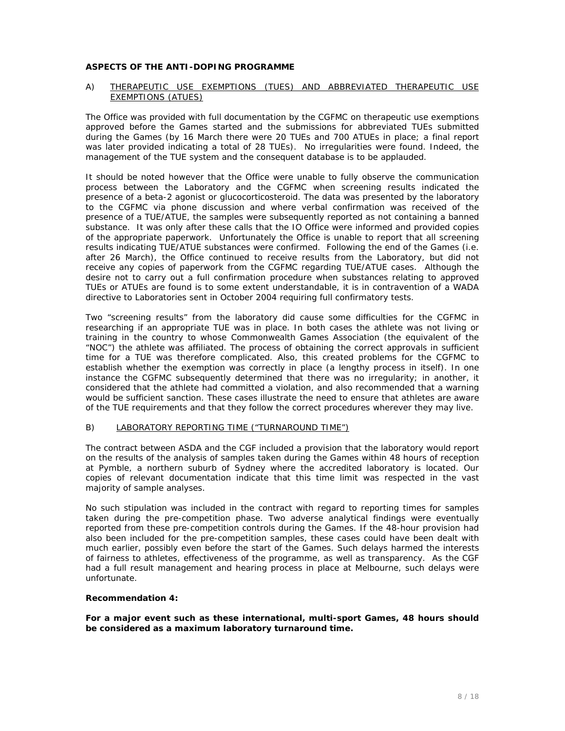## ASPECTS OF THE ANTI-DOPING PROGRAMME

### A) THERAPEUTIC USE EXEMPTIONS (TUES) AND ABBREVIATED THERAPEUTIC USE EXEMPTIONS (ATUES)

The Office was provided with full documentation by the CGFMC on therapeutic use exemptions approved before the Games started and the submissions for abbreviated TUEs submitted during the Games (by 16 March there were 20 TUEs and 700 ATUEs in place; a final report was later provided indicating a total of 28 TUEs). No irregularities were found. Indeed, the management of the TUE system and the consequent database is to be applauded.

It should be noted however that the Office were unable to fully observe the communication process between the Laboratory and the CGFMC when screening results indicated the presence of a beta-2 agonist or glucocorticosteroid. The data was presented by the laboratory to the CGFMC via phone discussion and where verbal confirmation was received of the presence of a TUE/ATUE, the samples were subsequently reported as not containing a banned substance. It was only after these calls that the IO Office were informed and provided copies of the appropriate paperwork. Unfortunately the Office is unable to report that all screening results indicating TUE/ATUE substances were confirmed. Following the end of the Games (i.e. after 26 March), the Office continued to receive results from the Laboratory, but did not receive any copies of paperwork from the CGFMC regarding TUE/ATUE cases. Although the desire not to carry out a full confirmation procedure when substances relating to approved TUEs or ATUEs are found is to some extent understandable, it is in contravention of a WADA directive to Laboratories sent in October 2004 requiring full confirmatory tests.

Two "screening results" from the laboratory did cause some difficulties for the CGFMC in researching if an appropriate TUE was in place. In both cases the athlete was not living or training in the country to whose Commonwealth Games Association (the equivalent of the "NOC") the athlete was affiliated. The process of obtaining the correct approvals in sufficient time for a TUE was therefore complicated. Also, this created problems for the CGFMC to establish whether the exemption was correctly in place (a lengthy process in itself). In one instance the CGFMC subsequently determined that there was no irregularity; in another, it considered that the athlete had committed a violation, and also recommended that a warning would be sufficient sanction. These cases illustrate the need to ensure that athletes are aware of the TUE requirements and that they follow the correct procedures wherever they may live.

### B) LABORATORY REPORTING TIME ("TURNAROUND TIME")

The contract between ASDA and the CGF included a provision that the laboratory would report on the results of the analysis of samples taken during the Games within 48 hours of reception at Pymble, a northern suburb of Sydney where the accredited laboratory is located. Our copies of relevant documentation indicate that this time limit was respected in the vast majority of sample analyses.

No such stipulation was included in the contract with regard to reporting times for samples taken during the pre-competition phase. Two adverse analytical findings were eventually reported from these pre-competition controls during the Games. If the 48-hour provision had also been included for the pre-competition samples, these cases could have been dealt with much earlier, possibly even before the start of the Games. Such delays harmed the interests of fairness to athletes, effectiveness of the programme, as well as transparency. As the CGF had a full result management and hearing process in place at Melbourne, such delays were unfortunate.

**Recommendation 4:**

**For a major event such as these international, multi-sport Games, 48 hours should be considered as a maximum laboratory turnaround time.**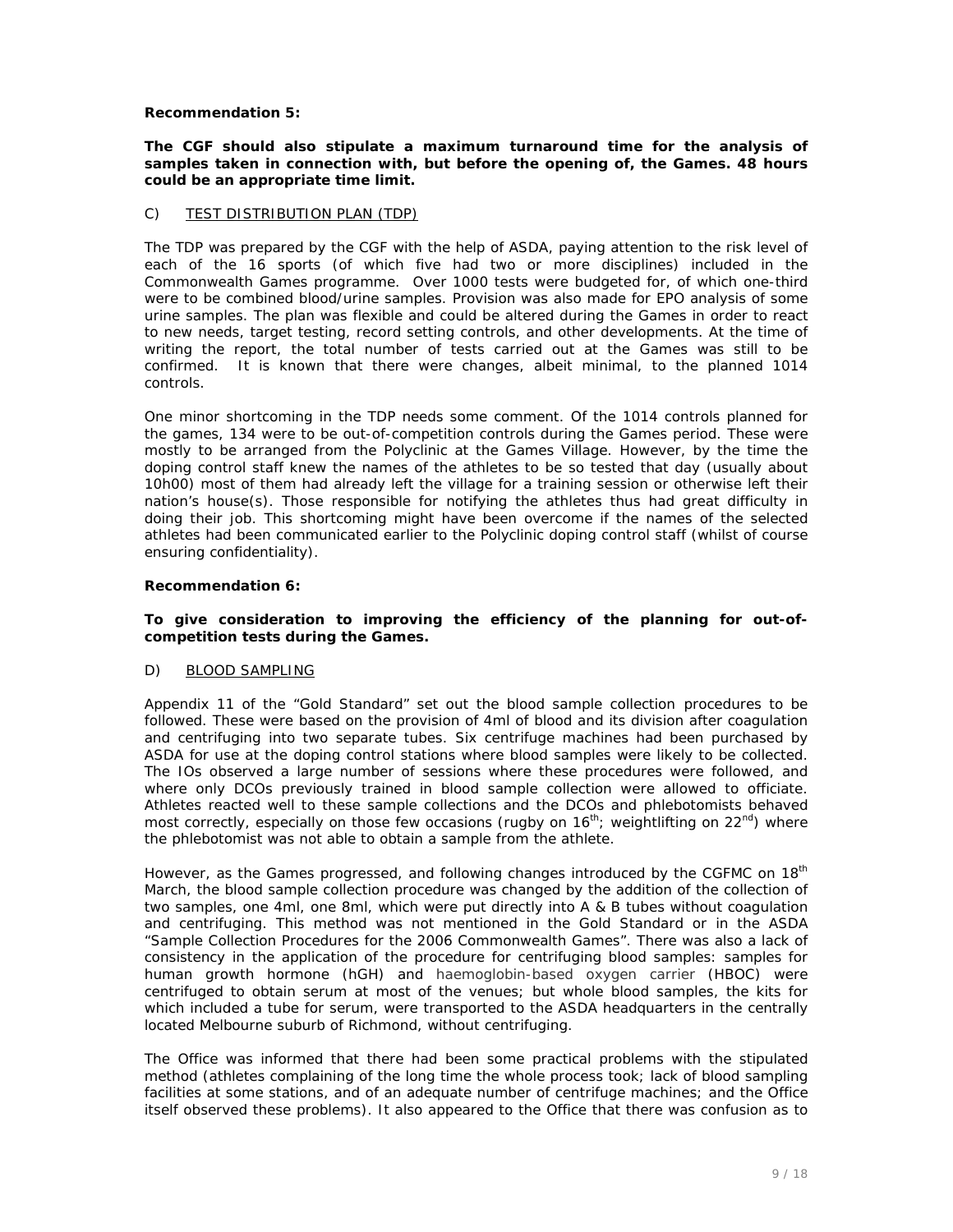**Recommendation 5:**

**The CGF should also stipulate a maximum turnaround time for the analysis of samples taken in connection with, but before the opening of, the Games. 48 hours could be an appropriate time limit.**

C) TEST DISTRIBUTION PLAN (TDP)

The TDP was prepared by the CGF with the help of ASDA, paying attention to the risk level of each of the 16 sports (of which five had two or more disciplines) included in the Commonwealth Games programme. Over 1000 tests were budgeted for, of which one-third were to be combined blood/urine samples. Provision was also made for EPO analysis of some urine samples. The plan was flexible and could be altered during the Games in order to react to new needs, target testing, record setting controls, and other developments. At the time of writing the report, the total number of tests carried out at the Games was still to be confirmed. It is known that there were changes, albeit minimal, to the planned 1014 controls.

One minor shortcoming in the TDP needs some comment. Of the 1014 controls planned for the games, 134 were to be out-of-competition controls during the Games period. These were mostly to be arranged from the Polyclinic at the Games Village. However, by the time the doping control staff knew the names of the athletes to be so tested that day (usually about 10h00) most of them had already left the village for a training session or otherwise left their nation's house(s). Those responsible for notifying the athletes thus had great difficulty in doing their job. This shortcoming might have been overcome if the names of the selected athletes had been communicated earlier to the Polyclinic doping control staff (whilst of course ensuring confidentiality).

**Recommendation 6:**

**To give consideration to improving the efficiency of the planning for out-of-competition tests during the Games.**

D) BLOOD SAMPLING

Appendix 11 of the "Gold Standard" set out the blood sample collection procedures to be followed. These were based on the provision of 4ml of blood and its division after coagulation and centrifuging into two separate tubes. Six centrifuge machines had been purchased by ASDA for use at the doping control stations where blood samples were likely to be collected. The IOs observed a large number of sessions where these procedures were followed, and where only DCOs previously trained in blood sample collection were allowed to officiate. Athletes reacted well to these sample collections and the DCOs and phlebotomists behaved most correctly, especially on those few occasions (rugby on 16th; weightlifting on 22nd) where the phlebotomist was not able to obtain a sample from the athlete.

However, as the Games progressed, and following changes introduced by the CGFMC on 18th March, the blood sample collection procedure was changed by the addition of the collection of two samples, one 4ml, one 8ml, which were put directly into A & B tubes without coagulation and centrifuging. This method was not mentioned in the Gold Standard or in the ASDA "Sample Collection Procedures for the 2006 Commonwealth Games". There was also a lack of consistency in the application of the procedure for centrifuging blood samples: samples for human growth hormone (hGH) and haemoglobin-based oxygen carrier (HBOC) were centrifuged to obtain serum at most of the venues; but whole blood samples, the kits for which included a tube for serum, were transported to the ASDA headquarters in the centrally located Melbourne suburb of Richmond, without centrifuging.

The Office was informed that there had been some practical problems with the stipulated method (athletes complaining of the long time the whole process took; lack of blood sampling facilities at some stations, and of an adequate number of centrifuge machines; and the Office itself observed these problems). It also appeared to the Office that there was confusion as to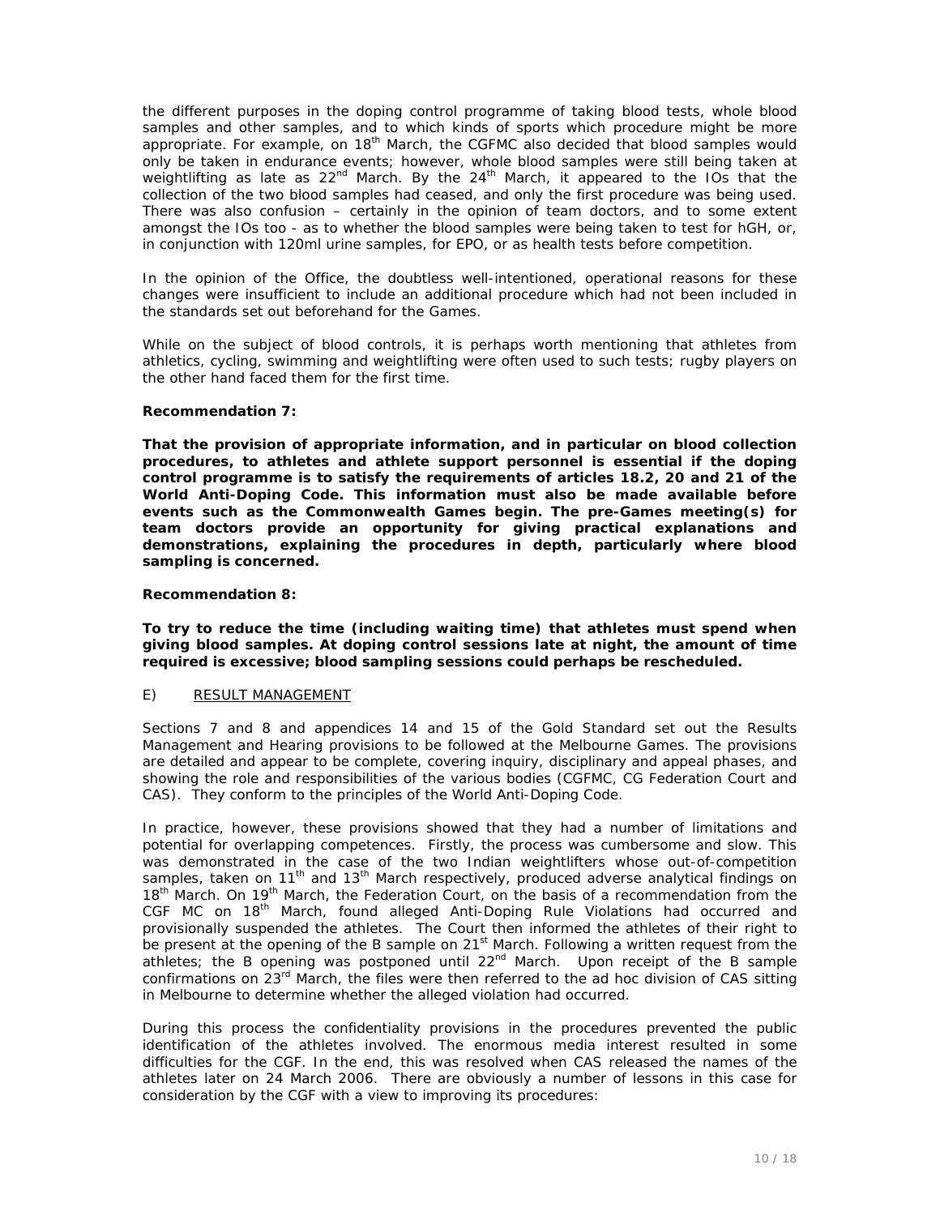the different purposes in the doping control programme of taking blood tests, whole blood samples and other samples, and to which kinds of sports which procedure might be more appropriate. For example, on 18th March, the CGFMC also decided that blood samples would only be taken in endurance events; however, whole blood samples were still being taken at weightlifting as late as 22nd March. By the 24th March, it appeared to the IOs that the collection of the two blood samples had ceased, and only the first procedure was being used. There was also confusion – certainly in the opinion of team doctors, and to some extent amongst the IOs too - as to whether the blood samples were being taken to test for hGH, or, in conjunction with 120ml urine samples, for EPO, or as health tests before competition.

In the opinion of the Office, the doubtless well-intentioned, operational reasons for these changes were insufficient to include an additional procedure which had not been included in the standards set out beforehand for the Games.

While on the subject of blood controls, it is perhaps worth mentioning that athletes from athletics, cycling, swimming and weightlifting were often used to such tests; rugby players on the other hand faced them for the first time.

**Recommendation 7:**

**That the provision of appropriate information, and in particular on blood collection procedures, to athletes and athlete support personnel is essential if the doping control programme is to satisfy the requirements of articles 18.2, 20 and 21 of the World Anti-Doping Code. This information must also be made available before events such as the Commonwealth Games begin. The pre-Games meeting(s) for team doctors provide an opportunity for giving practical explanations and demonstrations, explaining the procedures in depth, particularly where blood sampling is concerned.**

**Recommendation 8:**

**To try to reduce the time (including waiting time) that athletes must spend when giving blood samples. At doping control sessions late at night, the amount of time required is excessive; blood sampling sessions could perhaps be rescheduled.**

E) RESULT MANAGEMENT

Sections 7 and 8 and appendices 14 and 15 of the Gold Standard set out the Results Management and Hearing provisions to be followed at the Melbourne Games. The provisions are detailed and appear to be complete, covering inquiry, disciplinary and appeal phases, and showing the role and responsibilities of the various bodies (CGFMC, CG Federation Court and CAS). They conform to the principles of the World Anti-Doping Code.

In practice, however, these provisions showed that they had a number of limitations and potential for overlapping competences. Firstly, the process was cumbersome and slow. This was demonstrated in the case of the two Indian weightlifters whose out-of-competition samples, taken on 11th and 13th March respectively, produced adverse analytical findings on 18th March. On 19th March, the Federation Court, on the basis of a recommendation from the CGF MC on 18th March, found alleged Anti-Doping Rule Violations had occurred and provisionally suspended the athletes. The Court then informed the athletes of their right to be present at the opening of the B sample on 21st March. Following a written request from the athletes; the B opening was postponed until 22nd March. Upon receipt of the B sample confirmations on 23rd March, the files were then referred to the ad hoc division of CAS sitting in Melbourne to determine whether the alleged violation had occurred.

During this process the confidentiality provisions in the procedures prevented the public identification of the athletes involved. The enormous media interest resulted in some difficulties for the CGF. In the end, this was resolved when CAS released the names of the athletes later on 24 March 2006. There are obviously a number of lessons in this case for consideration by the CGF with a view to improving its procedures: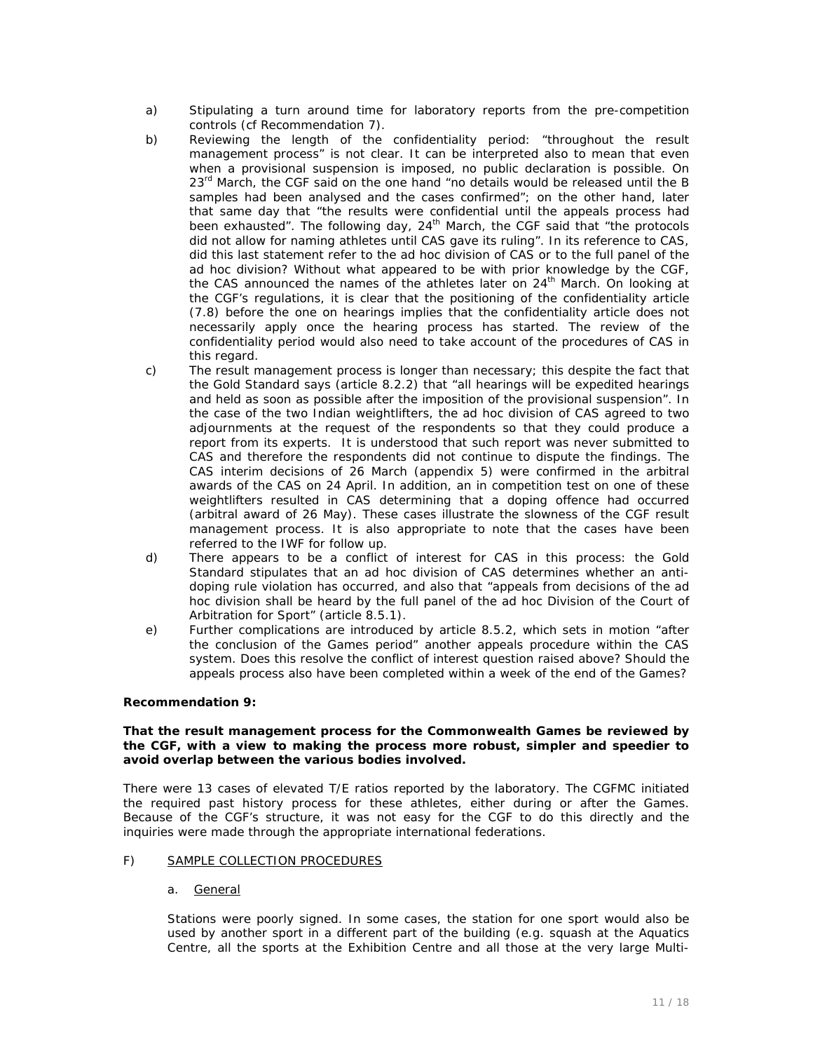a) Stipulating a turn around time for laboratory reports from the pre-competition controls (cf Recommendation 7).

b) Reviewing the length of the confidentiality period: "throughout the result management process" is not clear. It can be interpreted also to mean that even when a provisional suspension is imposed, no public declaration is possible. On 23rd March, the CGF said on the one hand "no details would be released until the B samples had been analysed and the cases confirmed"; on the other hand, later that same day that "the results were confidential until the appeals process had been exhausted". The following day, 24th March, the CGF said that "the protocols did not allow for naming athletes until CAS gave its ruling". In its reference to CAS, did this last statement refer to the ad hoc division of CAS or to the full panel of the ad hoc division? Without what appeared to be with prior knowledge by the CGF, the CAS announced the names of the athletes later on 24th March. On looking at the CGF's regulations, it is clear that the positioning of the confidentiality article (7.8) before the one on hearings implies that the confidentiality article does not necessarily apply once the hearing process has started. The review of the confidentiality period would also need to take account of the procedures of CAS in this regard.

c) The result management process is longer than necessary; this despite the fact that the Gold Standard says (article 8.2.2) that "all hearings will be expedited hearings and held as soon as possible after the imposition of the provisional suspension". In the case of the two Indian weightlifters, the ad hoc division of CAS agreed to two adjournments at the request of the respondents so that they could produce a report from its experts. It is understood that such report was never submitted to CAS and therefore the respondents did not continue to dispute the findings. The CAS interim decisions of 26 March (appendix 5) were confirmed in the arbitral awards of the CAS on 24 April. In addition, an in competition test on one of these weightlifters resulted in CAS determining that a doping offence had occurred (arbitral award of 26 May). These cases illustrate the slowness of the CGF result management process. It is also appropriate to note that the cases have been referred to the IWF for follow up.

d) There appears to be a conflict of interest for CAS in this process: the Gold Standard stipulates that an ad hoc division of CAS determines whether an anti-doping rule violation has occurred, and also that "appeals from decisions of the ad hoc division shall be heard by the full panel of the ad hoc Division of the Court of Arbitration for Sport" (article 8.5.1).

e) Further complications are introduced by article 8.5.2, which sets in motion "after the conclusion of the Games period" another appeals procedure within the CAS system. Does this resolve the conflict of interest question raised above? Should the appeals process also have been completed within a week of the end of the Games?

**Recommendation 9:**

**That the result management process for the Commonwealth Games be reviewed by the CGF, with a view to making the process more robust, simpler and speedier to avoid overlap between the various bodies involved.**

There were 13 cases of elevated T/E ratios reported by the laboratory. The CGFMC initiated the required past history process for these athletes, either during or after the Games. Because of the CGF's structure, it was not easy for the CGF to do this directly and the inquiries were made through the appropriate international federations.

F) SAMPLE COLLECTION PROCEDURES

a. General

Stations were poorly signed. In some cases, the station for one sport would also be used by another sport in a different part of the building (e.g. squash at the Aquatics Centre, all the sports at the Exhibition Centre and all those at the very large Multi-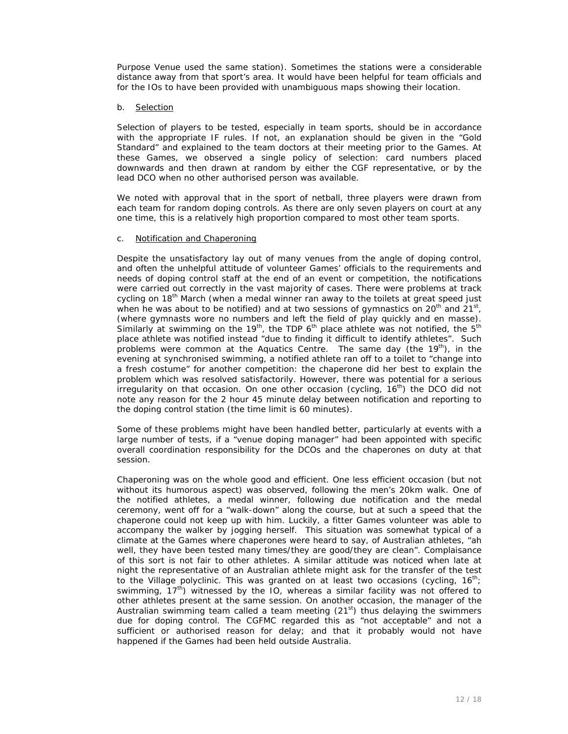Purpose Venue used the same station). Sometimes the stations were a considerable distance away from that sport's area. It would have been helpful for team officials and for the IOs to have been provided with unambiguous maps showing their location.

b. Selection

Selection of players to be tested, especially in team sports, should be in accordance with the appropriate IF rules. If not, an explanation should be given in the "Gold Standard" and explained to the team doctors at their meeting prior to the Games. At these Games, we observed a single policy of selection: card numbers placed downwards and then drawn at random by either the CGF representative, or by the lead DCO when no other authorised person was available.

We noted with approval that in the sport of netball, three players were drawn from each team for random doping controls. As there are only seven players on court at any one time, this is a relatively high proportion compared to most other team sports.

c. Notification and Chaperoning

Despite the unsatisfactory lay out of many venues from the angle of doping control, and often the unhelpful attitude of volunteer Games' officials to the requirements and needs of doping control staff at the end of an event or competition, the notifications were carried out correctly in the vast majority of cases. There were problems at track cycling on 18th March (when a medal winner ran away to the toilets at great speed just when he was about to be notified) and at two sessions of gymnastics on 20th and 21st, (where gymnasts wore no numbers and left the field of play quickly and en masse). Similarly at swimming on the 19th, the TDP 6th place athlete was not notified, the 5th place athlete was notified instead "due to finding it difficult to identify athletes". Such problems were common at the Aquatics Centre. The same day (the 19th), in the evening at synchronised swimming, a notified athlete ran off to a toilet to "change into a fresh costume" for another competition: the chaperone did her best to explain the problem which was resolved satisfactorily. However, there was potential for a serious irregularity on that occasion. On one other occasion (cycling, 16th) the DCO did not note any reason for the 2 hour 45 minute delay between notification and reporting to the doping control station (the time limit is 60 minutes).

Some of these problems might have been handled better, particularly at events with a large number of tests, if a "venue doping manager" had been appointed with specific overall coordination responsibility for the DCOs and the chaperones on duty at that session.

Chaperoning was on the whole good and efficient. One less efficient occasion (but not without its humorous aspect) was observed, following the men's 20km walk. One of the notified athletes, a medal winner, following due notification and the medal ceremony, went off for a "walk-down" along the course, but at such a speed that the chaperone could not keep up with him. Luckily, a fitter Games volunteer was able to accompany the walker by jogging herself. This situation was somewhat typical of a climate at the Games where chaperones were heard to say, of Australian athletes, "ah well, they have been tested many times/they are good/they are clean". Complaisance of this sort is not fair to other athletes. A similar attitude was noticed when late at night the representative of an Australian athlete might ask for the transfer of the test to the Village polyclinic. This was granted on at least two occasions (cycling, 16th; swimming, 17th) witnessed by the IO, whereas a similar facility was not offered to other athletes present at the same session. On another occasion, the manager of the Australian swimming team called a team meeting (21st) thus delaying the swimmers due for doping control. The CGFMC regarded this as "not acceptable" and not a sufficient or authorised reason for delay; and that it probably would not have happened if the Games had been held outside Australia.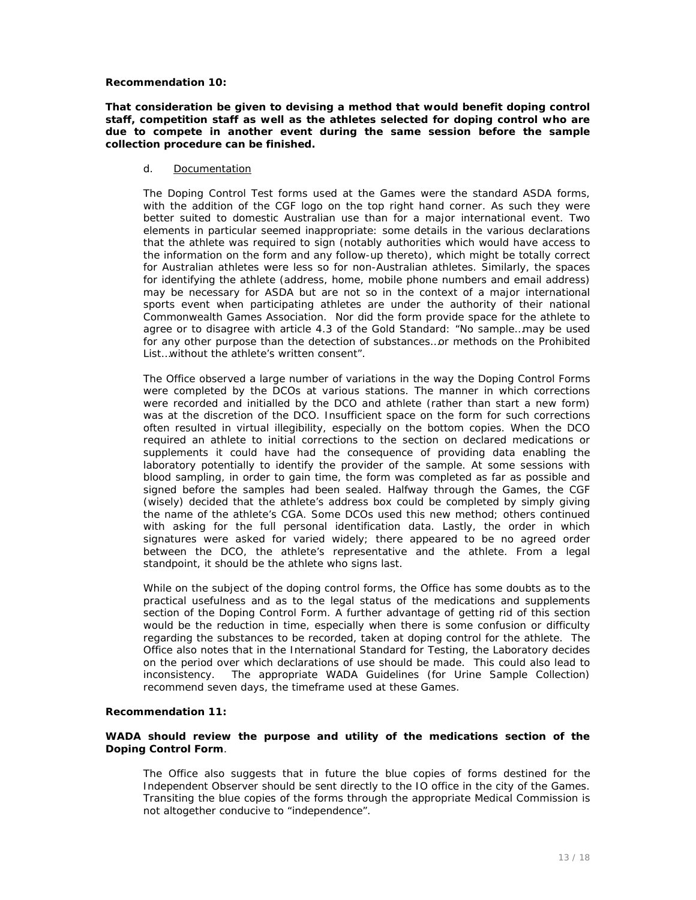**Recommendation 10:**

**That consideration be given to devising a method that would benefit doping control staff, competition staff as well as the athletes selected for doping control who are due to compete in another event during the same session before the sample collection procedure can be finished.**

d. Documentation

The Doping Control Test forms used at the Games were the standard ASDA forms, with the addition of the CGF logo on the top right hand corner. As such they were better suited to domestic Australian use than for a major international event. Two elements in particular seemed inappropriate: some details in the various declarations that the athlete was required to sign (notably authorities which would have access to the information on the form and any follow-up thereto), which might be totally correct for Australian athletes were less so for non-Australian athletes. Similarly, the spaces for identifying the athlete (address, home, mobile phone numbers and email address) may be necessary for ASDA but are not so in the context of a major international sports event when participating athletes are under the authority of their national Commonwealth Games Association. Nor did the form provide space for the athlete to agree or to disagree with article 4.3 of the Gold Standard: "No sample…may be used for any other purpose than the detection of substances…or methods on the Prohibited List…without the athlete's written consent".

The Office observed a large number of variations in the way the Doping Control Forms were completed by the DCOs at various stations. The manner in which corrections were recorded and initialled by the DCO and athlete (rather than start a new form) was at the discretion of the DCO. Insufficient space on the form for such corrections often resulted in virtual illegibility, especially on the bottom copies. When the DCO required an athlete to initial corrections to the section on declared medications or supplements it could have had the consequence of providing data enabling the laboratory potentially to identify the provider of the sample. At some sessions with blood sampling, in order to gain time, the form was completed as far as possible and signed before the samples had been sealed. Halfway through the Games, the CGF (wisely) decided that the athlete's address box could be completed by simply giving the name of the athlete's CGA. Some DCOs used this new method; others continued with asking for the full personal identification data. Lastly, the order in which signatures were asked for varied widely; there appeared to be no agreed order between the DCO, the athlete's representative and the athlete. From a legal standpoint, it should be the athlete who signs last.

While on the subject of the doping control forms, the Office has some doubts as to the practical usefulness and as to the legal status of the medications and supplements section of the Doping Control Form. A further advantage of getting rid of this section would be the reduction in time, especially when there is some confusion or difficulty regarding the substances to be recorded, taken at doping control for the athlete. The Office also notes that in the International Standard for Testing, the Laboratory decides on the period over which declarations of use should be made. This could also lead to inconsistency. The appropriate WADA Guidelines (for Urine Sample Collection) recommend seven days, the timeframe used at these Games.

**Recommendation 11:**

**WADA should review the purpose and utility of the medications section of the Doping Control Form**.

The Office also suggests that in future the blue copies of forms destined for the Independent Observer should be sent directly to the IO office in the city of the Games. Transiting the blue copies of the forms through the appropriate Medical Commission is not altogether conducive to "independence".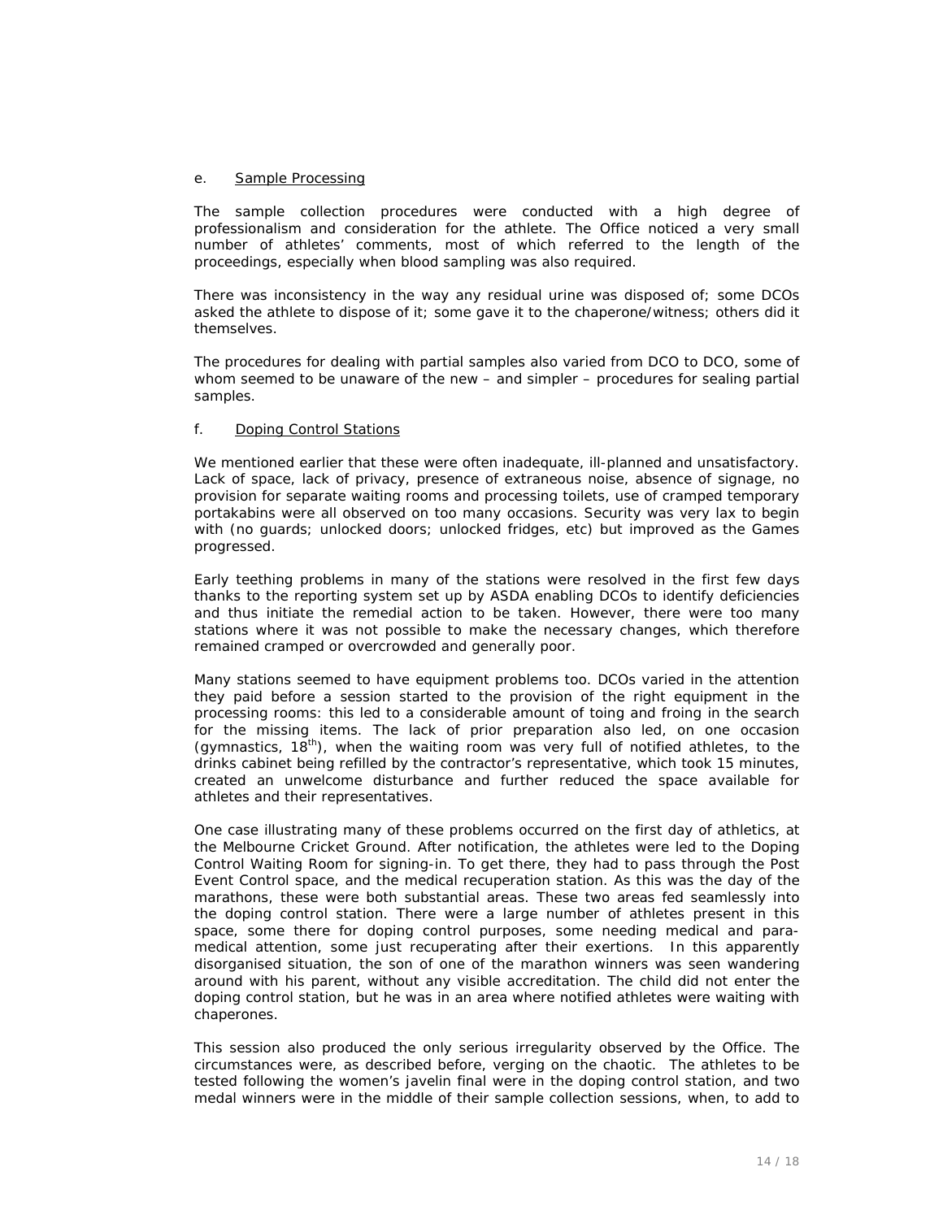e. Sample Processing

The sample collection procedures were conducted with a high degree of professionalism and consideration for the athlete. The Office noticed a very small number of athletes' comments, most of which referred to the length of the proceedings, especially when blood sampling was also required.

There was inconsistency in the way any residual urine was disposed of; some DCOs asked the athlete to dispose of it; some gave it to the chaperone/witness; others did it themselves.

The procedures for dealing with partial samples also varied from DCO to DCO, some of whom seemed to be unaware of the new – and simpler – procedures for sealing partial samples.

f. Doping Control Stations

We mentioned earlier that these were often inadequate, ill-planned and unsatisfactory. Lack of space, lack of privacy, presence of extraneous noise, absence of signage, no provision for separate waiting rooms and processing toilets, use of cramped temporary portakabins were all observed on too many occasions. Security was very lax to begin with (no guards; unlocked doors; unlocked fridges, etc) but improved as the Games progressed.

Early teething problems in many of the stations were resolved in the first few days thanks to the reporting system set up by ASDA enabling DCOs to identify deficiencies and thus initiate the remedial action to be taken. However, there were too many stations where it was not possible to make the necessary changes, which therefore remained cramped or overcrowded and generally poor.

Many stations seemed to have equipment problems too. DCOs varied in the attention they paid before a session started to the provision of the right equipment in the processing rooms: this led to a considerable amount of toing and froing in the search for the missing items. The lack of prior preparation also led, on one occasion (gymnastics, 18th), when the waiting room was very full of notified athletes, to the drinks cabinet being refilled by the contractor's representative, which took 15 minutes, created an unwelcome disturbance and further reduced the space available for athletes and their representatives.

One case illustrating many of these problems occurred on the first day of athletics, at the Melbourne Cricket Ground. After notification, the athletes were led to the Doping Control Waiting Room for signing-in. To get there, they had to pass through the Post Event Control space, and the medical recuperation station. As this was the day of the marathons, these were both substantial areas. These two areas fed seamlessly into the doping control station. There were a large number of athletes present in this space, some there for doping control purposes, some needing medical and para-medical attention, some just recuperating after their exertions. In this apparently disorganised situation, the son of one of the marathon winners was seen wandering around with his parent, without any visible accreditation. The child did not enter the doping control station, but he was in an area where notified athletes were waiting with chaperones.

This session also produced the only serious irregularity observed by the Office. The circumstances were, as described before, verging on the chaotic. The athletes to be tested following the women's javelin final were in the doping control station, and two medal winners were in the middle of their sample collection sessions, when, to add to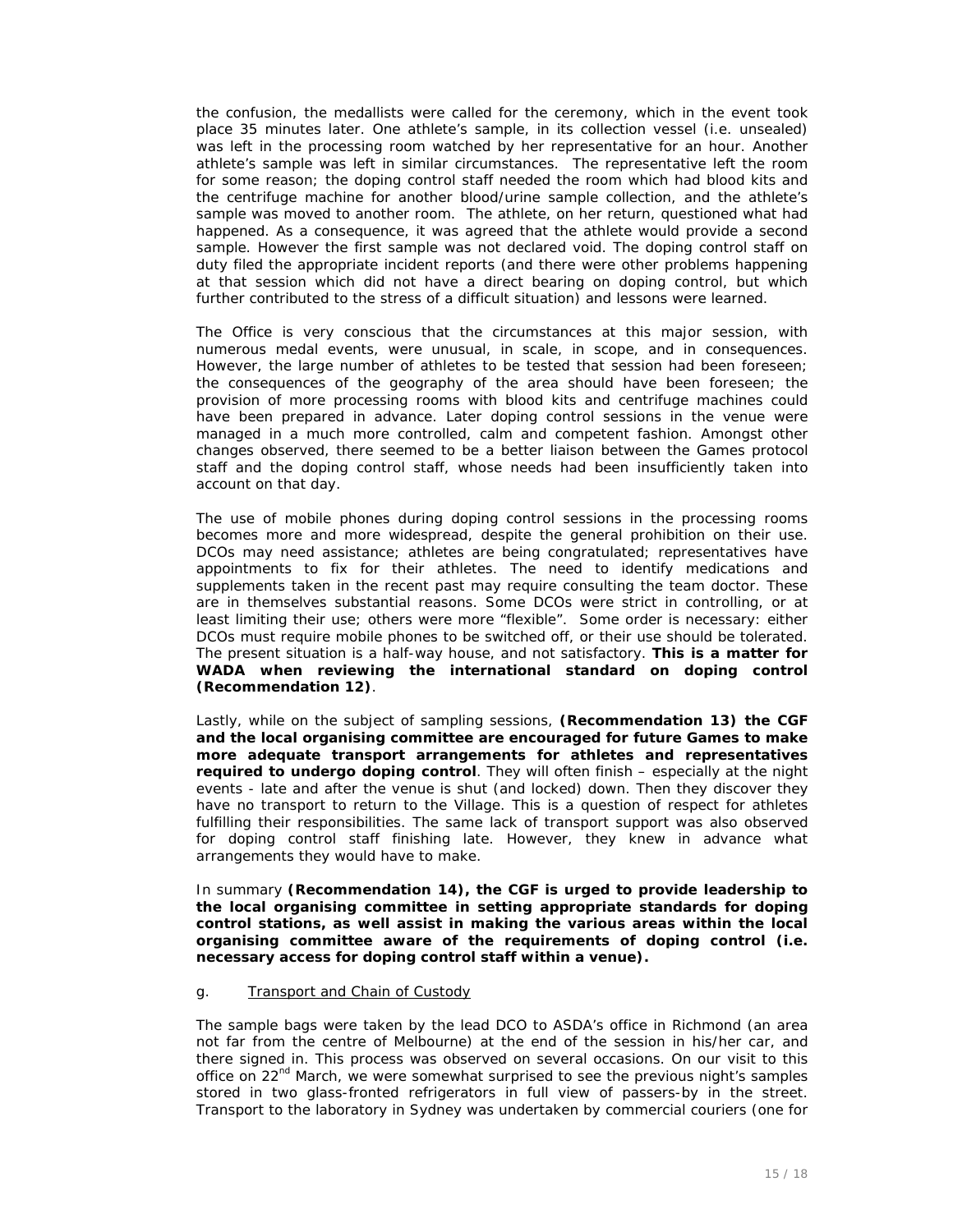the confusion, the medallists were called for the ceremony, which in the event took place 35 minutes later. One athlete's sample, in its collection vessel (i.e. unsealed) was left in the processing room watched by her representative for an hour. Another athlete's sample was left in similar circumstances. The representative left the room for some reason; the doping control staff needed the room which had blood kits and the centrifuge machine for another blood/urine sample collection, and the athlete's sample was moved to another room. The athlete, on her return, questioned what had happened. As a consequence, it was agreed that the athlete would provide a second sample. However the first sample was not declared void. The doping control staff on duty filed the appropriate incident reports (and there were other problems happening at that session which did not have a direct bearing on doping control, but which further contributed to the stress of a difficult situation) and lessons were learned.

The Office is very conscious that the circumstances at this major session, with numerous medal events, were unusual, in scale, in scope, and in consequences. However, the large number of athletes to be tested that session had been foreseen; the consequences of the geography of the area should have been foreseen; the provision of more processing rooms with blood kits and centrifuge machines could have been prepared in advance. Later doping control sessions in the venue were managed in a much more controlled, calm and competent fashion. Amongst other changes observed, there seemed to be a better liaison between the Games protocol staff and the doping control staff, whose needs had been insufficiently taken into account on that day.

The use of mobile phones during doping control sessions in the processing rooms becomes more and more widespread, despite the general prohibition on their use. DCOs may need assistance; athletes are being congratulated; representatives have appointments to fix for their athletes. The need to identify medications and supplements taken in the recent past may require consulting the team doctor. These are in themselves substantial reasons. Some DCOs were strict in controlling, or at least limiting their use; others were more "flexible". Some order is necessary: either DCOs must require mobile phones to be switched off, or their use should be tolerated. The present situation is a half-way house, and not satisfactory. **This is a matter for WADA when reviewing the international standard on doping control (Recommendation 12)**.

Lastly, while on the subject of sampling sessions, **(Recommendation 13) the CGF and the local organising committee are encouraged for future Games to make more adequate transport arrangements for athletes and representatives required to undergo doping control**. They will often finish – especially at the night events - late and after the venue is shut (and locked) down. Then they discover they have no transport to return to the Village. This is a question of respect for athletes fulfilling their responsibilities. The same lack of transport support was also observed for doping control staff finishing late. However, they knew in advance what arrangements they would have to make.

In summary **(Recommendation 14), the CGF is urged to provide leadership to the local organising committee in setting appropriate standards for doping control stations, as well assist in making the various areas within the local organising committee aware of the requirements of doping control (i.e. necessary access for doping control staff within a venue).**

g. Transport and Chain of Custody

The sample bags were taken by the lead DCO to ASDA's office in Richmond (an area not far from the centre of Melbourne) at the end of the session in his/her car, and there signed in. This process was observed on several occasions. On our visit to this office on 22nd March, we were somewhat surprised to see the previous night's samples stored in two glass-fronted refrigerators in full view of passers-by in the street. Transport to the laboratory in Sydney was undertaken by commercial couriers (one for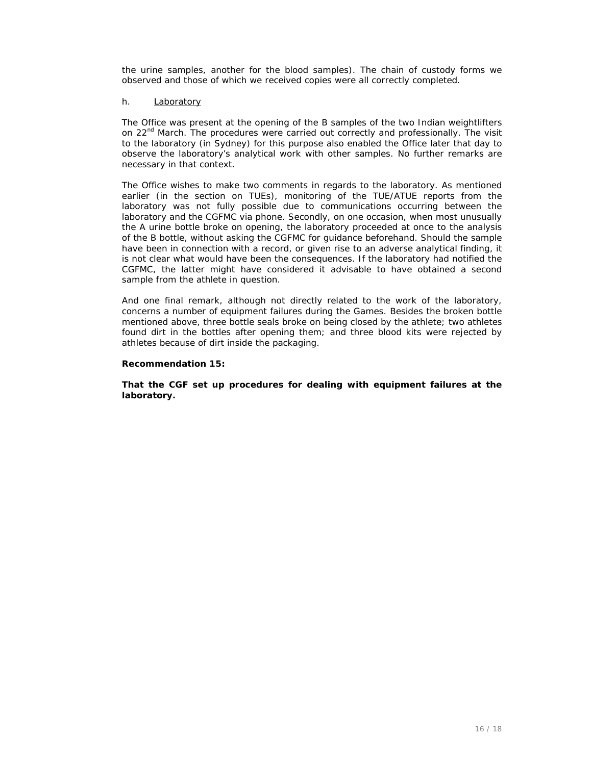the urine samples, another for the blood samples). The chain of custody forms we observed and those of which we received copies were all correctly completed.

### h. Laboratory

The Office was present at the opening of the B samples of the two Indian weightlifters on 22nd March. The procedures were carried out correctly and professionally. The visit to the laboratory (in Sydney) for this purpose also enabled the Office later that day to observe the laboratory's analytical work with other samples. No further remarks are necessary in that context.

The Office wishes to make two comments in regards to the laboratory. As mentioned earlier (in the section on TUEs), monitoring of the TUE/ATUE reports from the laboratory was not fully possible due to communications occurring between the laboratory and the CGFMC via phone. Secondly, on one occasion, when most unusually the A urine bottle broke on opening, the laboratory proceeded at once to the analysis of the B bottle, without asking the CGFMC for guidance beforehand. Should the sample have been in connection with a record, or given rise to an adverse analytical finding, it is not clear what would have been the consequences. If the laboratory had notified the CGFMC, the latter might have considered it advisable to have obtained a second sample from the athlete in question.

And one final remark, although not directly related to the work of the laboratory, concerns a number of equipment failures during the Games. Besides the broken bottle mentioned above, three bottle seals broke on being closed by the athlete; two athletes found dirt in the bottles after opening them; and three blood kits were rejected by athletes because of dirt inside the packaging.

**Recommendation 15:**

**That the CGF set up procedures for dealing with equipment failures at the laboratory.**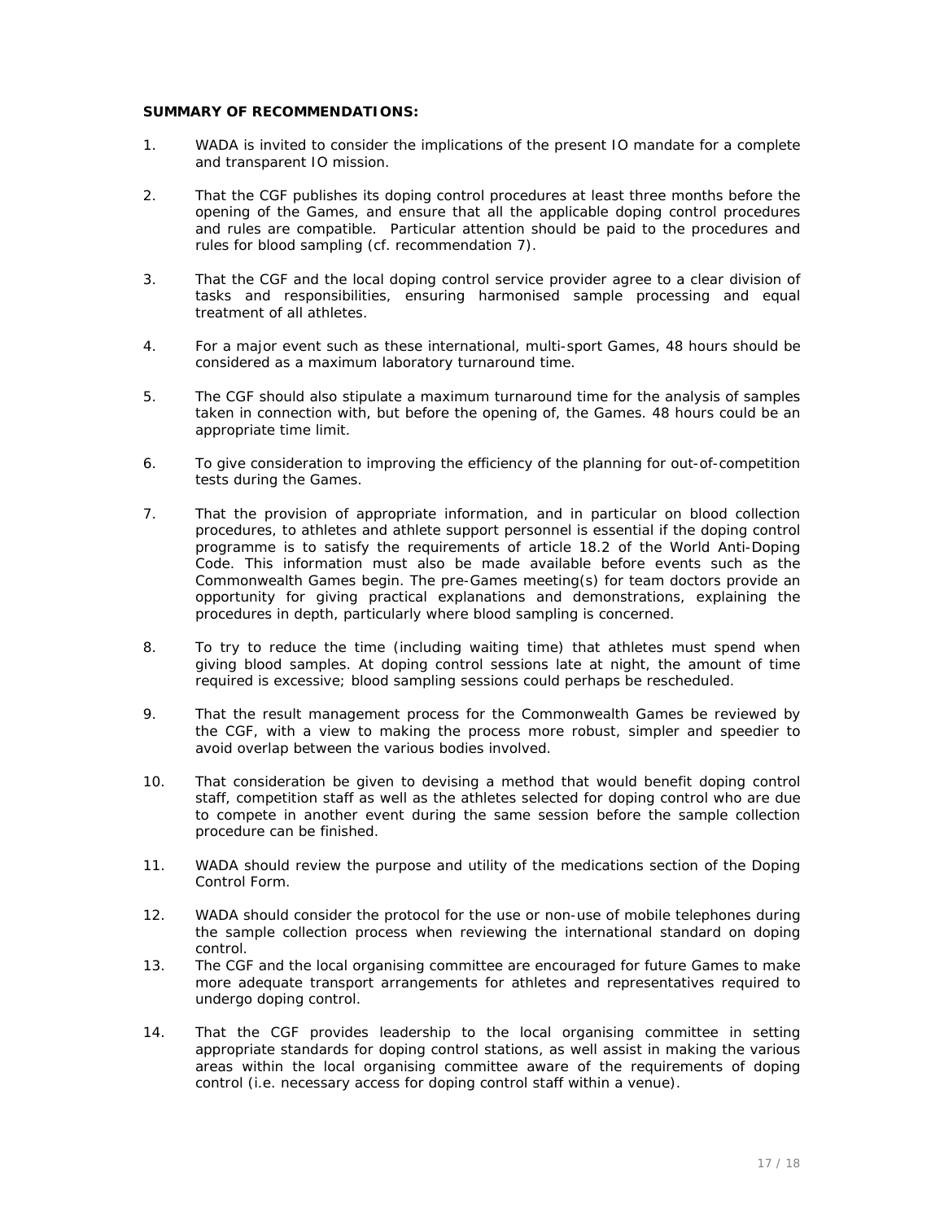**SUMMARY OF RECOMMENDATIONS:**

1. WADA is invited to consider the implications of the present IO mandate for a complete and transparent IO mission.

2. That the CGF publishes its doping control procedures at least three months before the opening of the Games, and ensure that all the applicable doping control procedures and rules are compatible. Particular attention should be paid to the procedures and rules for blood sampling (cf. recommendation 7).

3. That the CGF and the local doping control service provider agree to a clear division of tasks and responsibilities, ensuring harmonised sample processing and equal treatment of all athletes.

4. For a major event such as these international, multi-sport Games, 48 hours should be considered as a maximum laboratory turnaround time.

5. The CGF should also stipulate a maximum turnaround time for the analysis of samples taken in connection with, but before the opening of, the Games. 48 hours could be an appropriate time limit.

6. To give consideration to improving the efficiency of the planning for out-of-competition tests during the Games.

7. That the provision of appropriate information, and in particular on blood collection procedures, to athletes and athlete support personnel is essential if the doping control programme is to satisfy the requirements of article 18.2 of the World Anti-Doping Code. This information must also be made available before events such as the Commonwealth Games begin. The pre-Games meeting(s) for team doctors provide an opportunity for giving practical explanations and demonstrations, explaining the procedures in depth, particularly where blood sampling is concerned.

8. To try to reduce the time (including waiting time) that athletes must spend when giving blood samples. At doping control sessions late at night, the amount of time required is excessive; blood sampling sessions could perhaps be rescheduled.

9. That the result management process for the Commonwealth Games be reviewed by the CGF, with a view to making the process more robust, simpler and speedier to avoid overlap between the various bodies involved.

10. That consideration be given to devising a method that would benefit doping control staff, competition staff as well as the athletes selected for doping control who are due to compete in another event during the same session before the sample collection procedure can be finished.

11. WADA should review the purpose and utility of the medications section of the Doping Control Form.

12. WADA should consider the protocol for the use or non-use of mobile telephones during the sample collection process when reviewing the international standard on doping control.

13. The CGF and the local organising committee are encouraged for future Games to make more adequate transport arrangements for athletes and representatives required to undergo doping control.

14. That the CGF provides leadership to the local organising committee in setting appropriate standards for doping control stations, as well assist in making the various areas within the local organising committee aware of the requirements of doping control (i.e. necessary access for doping control staff within a venue).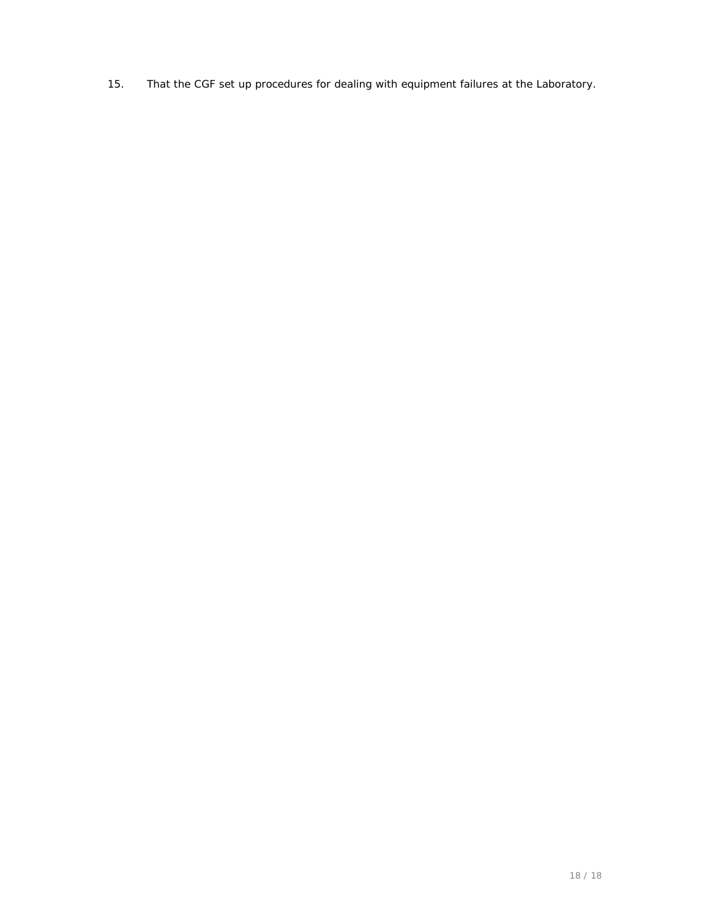15. That the CGF set up procedures for dealing with equipment failures at the Laboratory.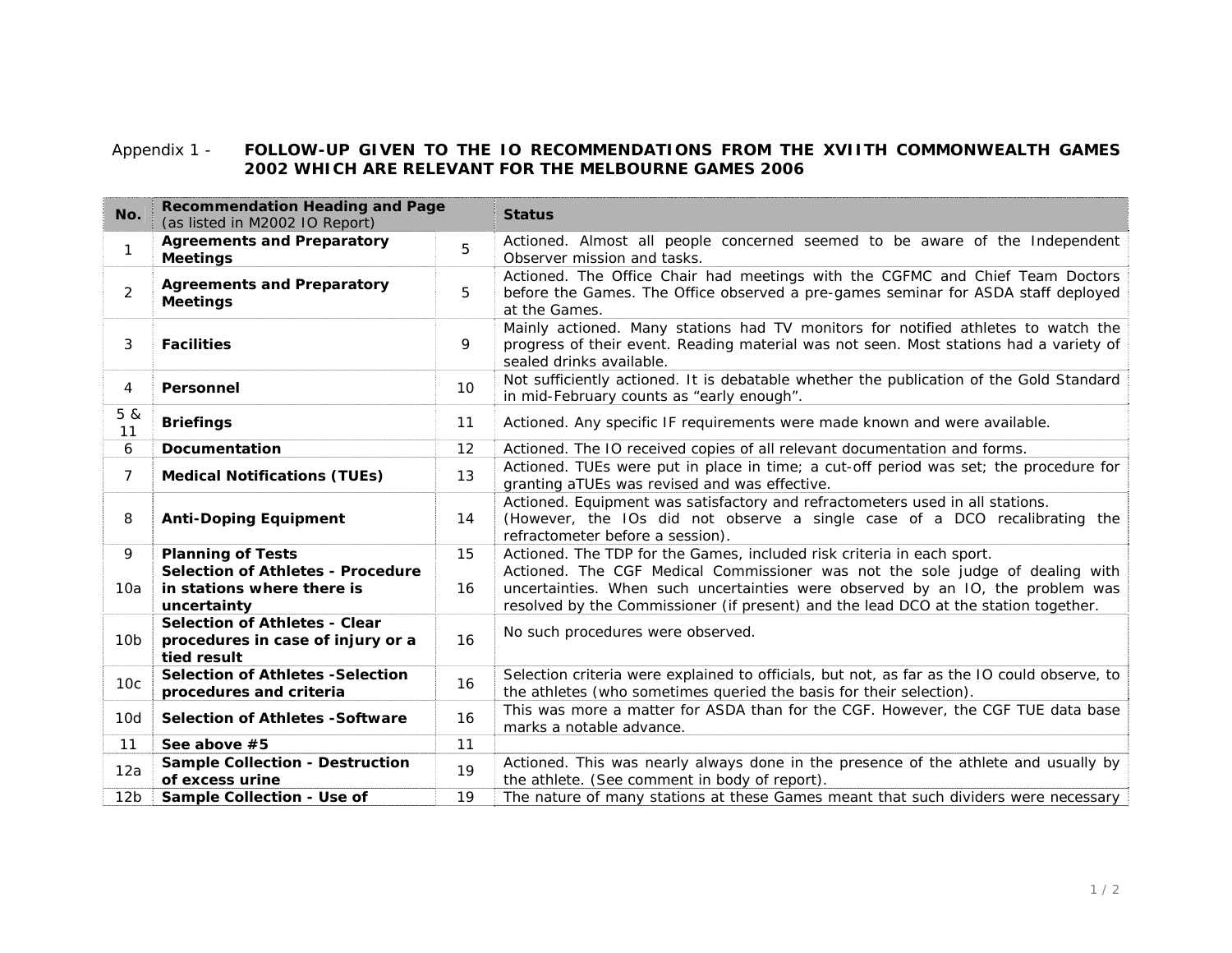Appendix 1 - **FOLLOW-UP GIVEN TO THE IO RECOMMENDATIONS FROM THE XVIITH COMMONWEALTH GAMES 2002 WHICH ARE RELEVANT FOR THE MELBOURNE GAMES 2006**

| No. | Recommendation Heading and Page (as listed in M2002 IO Report) | | Status |
|---|---|---|---|
| 1 | **Agreements and Preparatory Meetings** | 5 | Actioned. Almost all people concerned seemed to be aware of the Independent Observer mission and tasks. |
| 2 | **Agreements and Preparatory Meetings** | 5 | Actioned. The Office Chair had meetings with the CGFMC and Chief Team Doctors before the Games. The Office observed a pre-games seminar for ASDA staff deployed at the Games. |
| 3 | **Facilities** | 9 | Mainly actioned. Many stations had TV monitors for notified athletes to watch the progress of their event. Reading material was not seen. Most stations had a variety of sealed drinks available. |
| 4 | **Personnel** | 10 | Not sufficiently actioned. It is debatable whether the publication of the Gold Standard in mid-February counts as "early enough". |
| 5 & 11 | **Briefings** | 11 | Actioned. Any specific IF requirements were made known and were available. |
| 6 | **Documentation** | 12 | Actioned. The IO received copies of all relevant documentation and forms. |
| 7 | **Medical Notifications (TUEs)** | 13 | Actioned. TUEs were put in place in time; a cut-off period was set; the procedure for granting aTUEs was revised and was effective. |
| 8 | **Anti-Doping Equipment** | 14 | Actioned. Equipment was satisfactory and refractometers used in all stations. (However, the IOs did not observe a single case of a DCO recalibrating the refractometer before a session). |
| 9 | **Planning of Tests** | 15 | Actioned. The TDP for the Games, included risk criteria in each sport. |
| 10a | **Selection of Athletes - Procedure in stations where there is uncertainty** | 16 | Actioned. The CGF Medical Commissioner was not the sole judge of dealing with uncertainties. When such uncertainties were observed by an IO, the problem was resolved by the Commissioner (if present) and the lead DCO at the station together. |
| 10b | **Selection of Athletes - Clear procedures in case of injury or a tied result** | 16 | No such procedures were observed. |
| 10c | **Selection of Athletes -Selection procedures and criteria** | 16 | Selection criteria were explained to officials, but not, as far as the IO could observe, to the athletes (who sometimes queried the basis for their selection). |
| 10d | **Selection of Athletes -Software** | 16 | This was more a matter for ASDA than for the CGF. However, the CGF TUE data base marks a notable advance. |
| 11 | **See above #5** | 11 | |
| 12a | **Sample Collection - Destruction of excess urine** | 19 | Actioned. This was nearly always done in the presence of the athlete and usually by the athlete. (See comment in body of report). |
| 12b | **Sample Collection - Use of** | 19 | The nature of many stations at these Games meant that such dividers were necessary |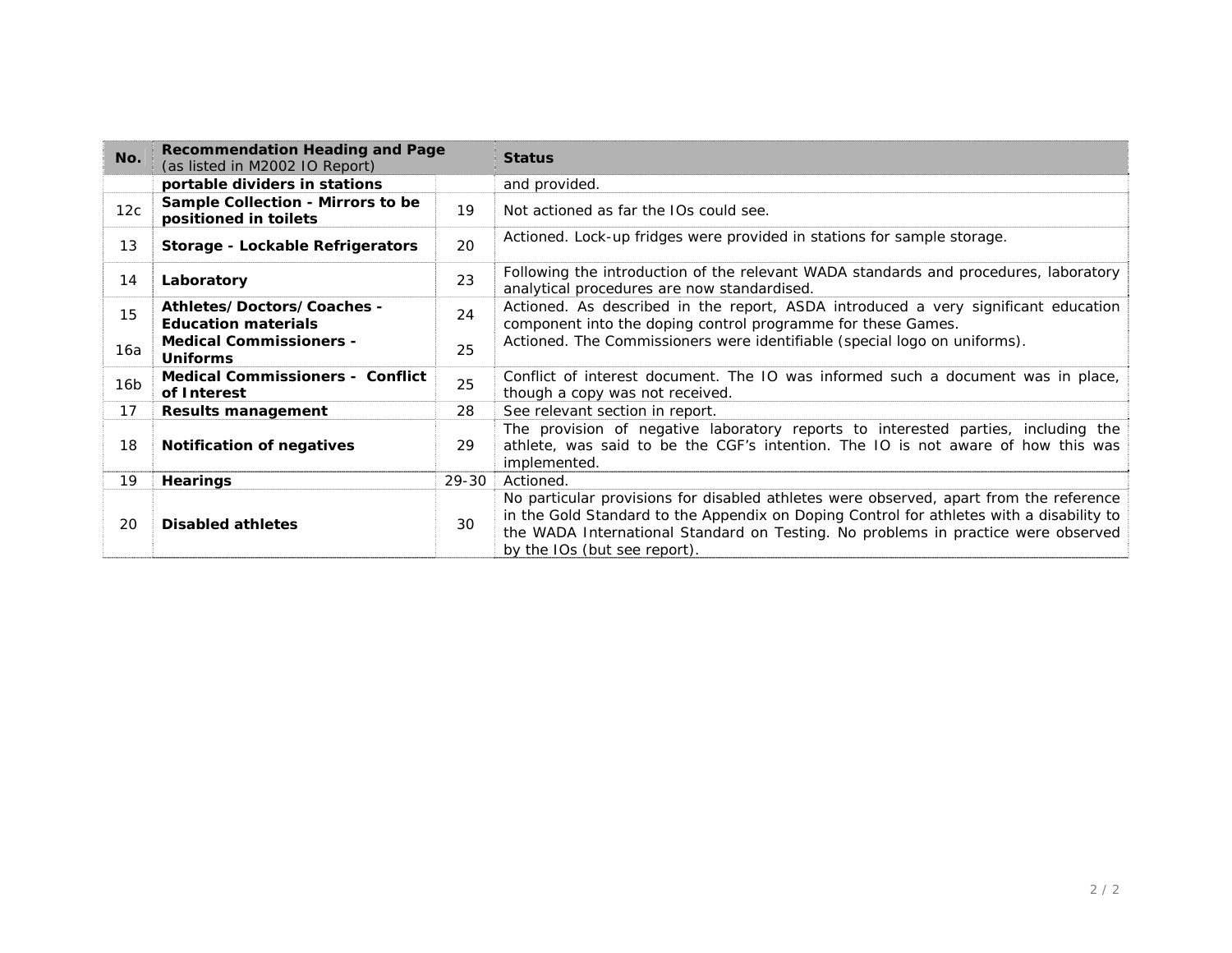| No. | Recommendation Heading and Page (as listed in M2002 IO Report) | | Status |
|---|---|---|---|
| | **portable dividers in stations** | | and provided. |
| 12c | **Sample Collection - Mirrors to be positioned in toilets** | 19 | Not actioned as far the IOs could see. |
| 13 | **Storage - Lockable Refrigerators** | 20 | Actioned. Lock-up fridges were provided in stations for sample storage. |
| 14 | **Laboratory** | 23 | Following the introduction of the relevant WADA standards and procedures, laboratory analytical procedures are now standardised. |
| 15 | **Athletes/Doctors/Coaches - Education materials** | 24 | Actioned. As described in the report, ASDA introduced a very significant education component into the doping control programme for these Games. |
| 16a | **Medical Commissioners - Uniforms** | 25 | Actioned. The Commissioners were identifiable (special logo on uniforms). |
| 16b | **Medical Commissioners - Conflict of Interest** | 25 | Conflict of interest document. The IO was informed such a document was in place, though a copy was not received. |
| 17 | **Results management** | 28 | See relevant section in report. |
| 18 | **Notification of negatives** | 29 | The provision of negative laboratory reports to interested parties, including the athlete, was said to be the CGF's intention. The IO is not aware of how this was implemented. |
| 19 | **Hearings** | 29-30 | Actioned. |
| 20 | **Disabled athletes** | 30 | No particular provisions for disabled athletes were observed, apart from the reference in the Gold Standard to the Appendix on Doping Control for athletes with a disability to the WADA International Standard on Testing. No problems in practice were observed by the IOs (but see report). |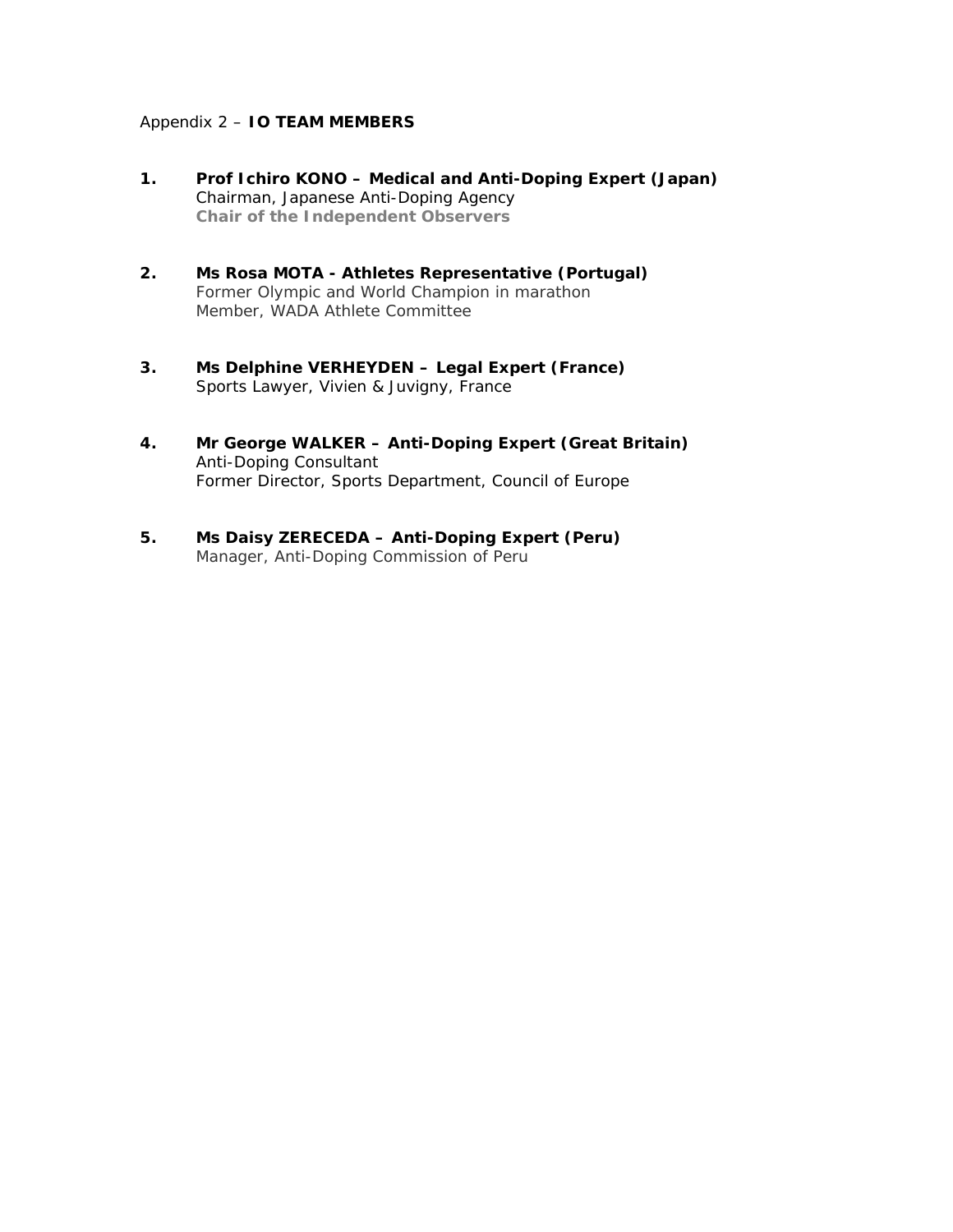Appendix 2 – **IO TEAM MEMBERS**

1. **Prof Ichiro KONO – Medical and Anti-Doping Expert (Japan)**
   Chairman, Japanese Anti-Doping Agency
   **Chair of the Independent Observers**

2. **Ms Rosa MOTA - Athletes Representative (Portugal)**
   Former Olympic and World Champion in marathon
   Member, WADA Athlete Committee

3. **Ms Delphine VERHEYDEN – Legal Expert (France)**
   Sports Lawyer, Vivien & Juvigny, France

4. **Mr George WALKER – Anti-Doping Expert (Great Britain)**
   Anti-Doping Consultant
   Former Director, Sports Department, Council of Europe

5. **Ms Daisy ZERECEDA – Anti-Doping Expert (Peru)**
   Manager, Anti-Doping Commission of Peru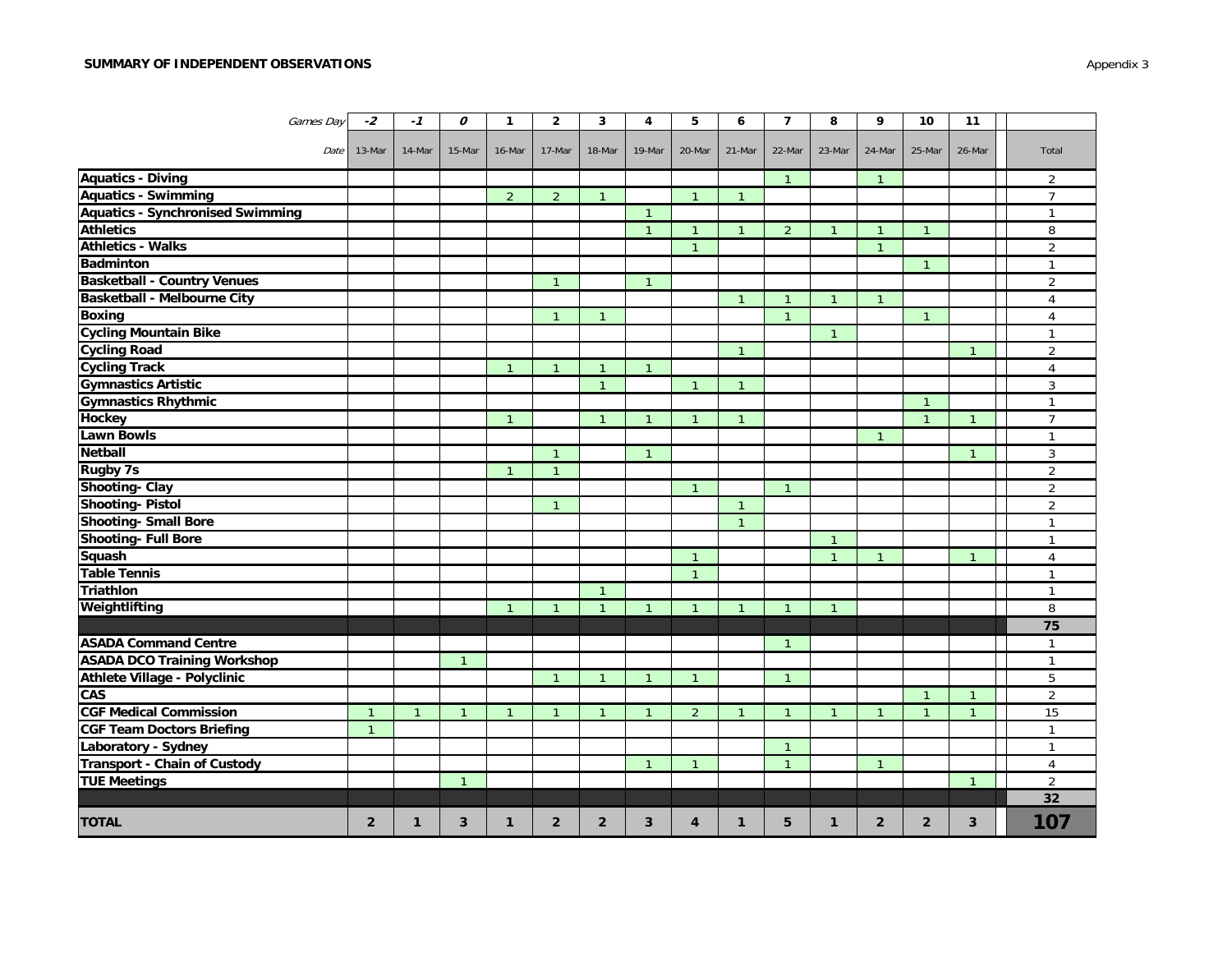**SUMMARY OF INDEPENDENT OBSERVATIONS**

Appendix 3

| *Games Day* | *-2* | *-1* | *0* | 1 | 2 | 3 | 4 | 5 | 6 | 7 | 8 | 9 | 10 | 11 | |
|---|---|---|---|---|---|---|---|---|---|---|---|---|---|---|---|
| *Date* | 13-Mar | 14-Mar | 15-Mar | 16-Mar | 17-Mar | 18-Mar | 19-Mar | 20-Mar | 21-Mar | 22-Mar | 23-Mar | 24-Mar | 25-Mar | 26-Mar | Total |
| **Aquatics - Diving** | | | | | | | | | | 1 | | 1 | | | 2 |
| **Aquatics - Swimming** | | | | 2 | 2 | 1 | | 1 | 1 | | | | | | 7 |
| **Aquatics - Synchronised Swimming** | | | | | | | 1 | | | | | | | | 1 |
| **Athletics** | | | | | | | 1 | 1 | 1 | 2 | 1 | 1 | 1 | | 8 |
| **Athletics - Walks** | | | | | | | | 1 | | | | 1 | | | 2 |
| **Badminton** | | | | | | | | | | | | | 1 | | 1 |
| **Basketball - Country Venues** | | | | | 1 | | 1 | | | | | | | | 2 |
| **Basketball - Melbourne City** | | | | | | | | | 1 | 1 | 1 | 1 | | | 4 |
| **Boxing** | | | | | 1 | 1 | | | | 1 | | | 1 | | 4 |
| **Cycling Mountain Bike** | | | | | | | | | | | 1 | | | | 1 |
| **Cycling Road** | | | | | | | | | 1 | | | | | 1 | 2 |
| **Cycling Track** | | | | 1 | 1 | 1 | 1 | | | | | | | | 4 |
| **Gymnastics Artistic** | | | | | | 1 | | 1 | 1 | | | | | | 3 |
| **Gymnastics Rhythmic** | | | | | | | | | | | | | 1 | | 1 |
| **Hockey** | | | | 1 | | 1 | 1 | 1 | 1 | | | | 1 | 1 | 7 |
| **Lawn Bowls** | | | | | | | | | | | | 1 | | | 1 |
| **Netball** | | | | | 1 | | 1 | | | | | | | 1 | 3 |
| **Rugby 7s** | | | | 1 | 1 | | | | | | | | | | 2 |
| **Shooting- Clay** | | | | | | | | 1 | | 1 | | | | | 2 |
| **Shooting- Pistol** | | | | | 1 | | | | 1 | | | | | | 2 |
| **Shooting- Small Bore** | | | | | | | | | 1 | | | | | | 1 |
| **Shooting- Full Bore** | | | | | | | | | | | 1 | | | | 1 |
| **Squash** | | | | | | | | 1 | | | 1 | 1 | | 1 | 4 |
| **Table Tennis** | | | | | | | | 1 | | | | | | | 1 |
| **Triathlon** | | | | | | 1 | | | | | | | | | 1 |
| **Weightlifting** | | | | 1 | 1 | 1 | 1 | 1 | 1 | 1 | 1 | | | | 8 |
| | | | | | | | | | | | | | | | **75** |
| **ASADA Command Centre** | | | | | | | | | | 1 | | | | | 1 |
| **ASADA DCO Training Workshop** | | | 1 | | | | | | | | | | | | 1 |
| **Athlete Village - Polyclinic** | | | | | 1 | 1 | 1 | 1 | | 1 | | | | | 5 |
| **CAS** | | | | | | | | | | | | | 1 | 1 | 2 |
| **CGF Medical Commission** | 1 | 1 | 1 | 1 | 1 | 1 | 1 | 2 | 1 | 1 | 1 | 1 | 1 | 1 | 15 |
| **CGF Team Doctors Briefing** | 1 | | | | | | | | | | | | | | 1 |
| **Laboratory - Sydney** | | | | | | | | | | 1 | | | | | 1 |
| **Transport - Chain of Custody** | | | | | | | 1 | 1 | | 1 | | 1 | | | 4 |
| **TUE Meetings** | | | 1 | | | | | | | | | | | 1 | 2 |
| | | | | | | | | | | | | | | | **32** |
| **TOTAL** | **2** | **1** | **3** | **1** | **2** | **2** | **3** | **4** | **1** | **5** | **1** | **2** | **2** | **3** | **107** |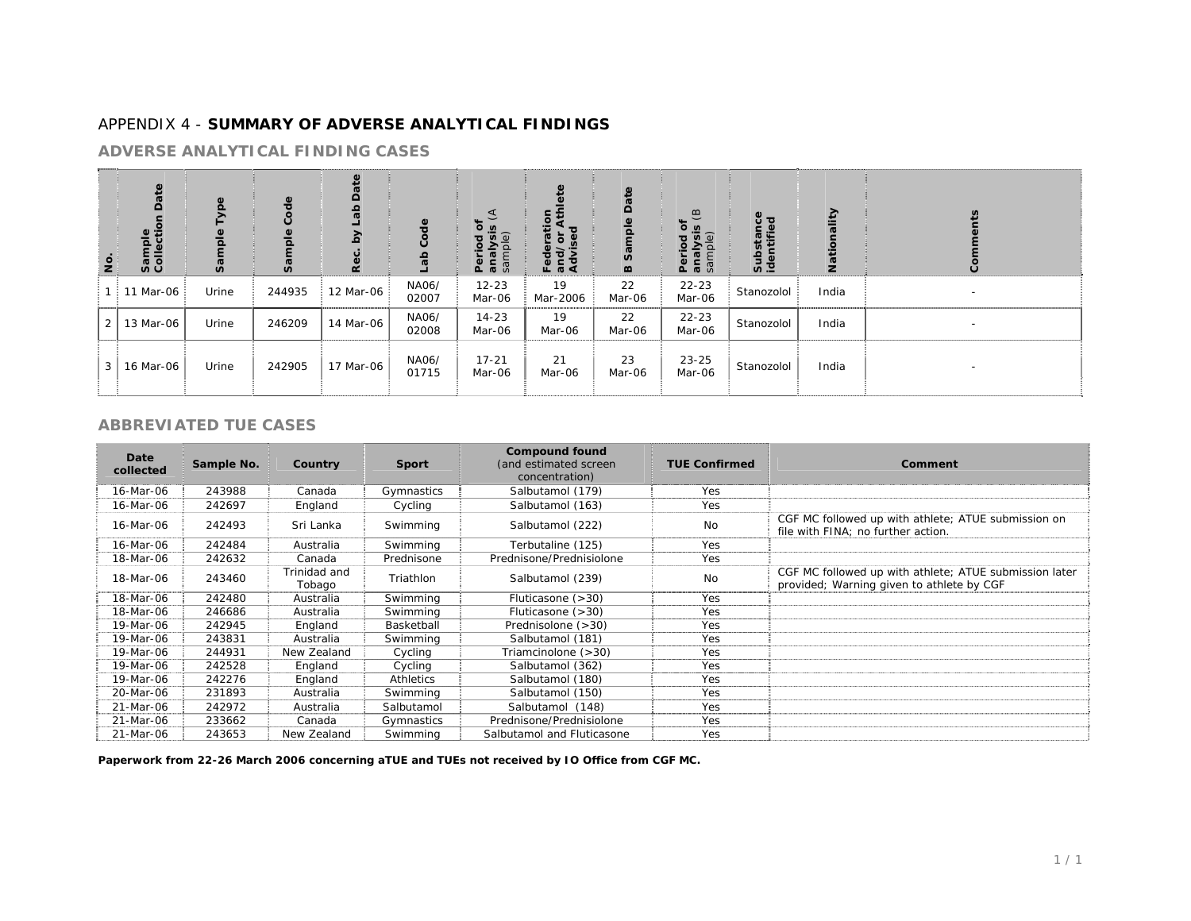# APPENDIX 4 - **SUMMARY OF ADVERSE ANALYTICAL FINDINGS**

## ADVERSE ANALYTICAL FINDING CASES

| No. | Sample Collection Date | Sample Type | Sample Code | Rec. by Lab Date | Lab Code | Period of analysis (A sample) | Federation and/or Athlete Advised | B Sample Date | Period of analysis (B sample) | Substance identified | Nationality | Comments |
|---|---|---|---|---|---|---|---|---|---|---|---|---|
| 1 | 11 Mar-06 | Urine | 244935 | 12 Mar-06 | NA06/ 02007 | 12-23 Mar-06 | 19 Mar-2006 | 22 Mar-06 | 22-23 Mar-06 | Stanozolol | India | - |
| 2 | 13 Mar-06 | Urine | 246209 | 14 Mar-06 | NA06/ 02008 | 14-23 Mar-06 | 19 Mar-06 | 22 Mar-06 | 22-23 Mar-06 | Stanozolol | India | - |
| 3 | 16 Mar-06 | Urine | 242905 | 17 Mar-06 | NA06/ 01715 | 17-21 Mar-06 | 21 Mar-06 | 23 Mar-06 | 23-25 Mar-06 | Stanozolol | India | - |

## ABBREVIATED TUE CASES

| Date collected | Sample No. | Country | Sport | Compound found (and estimated screen concentration) | TUE Confirmed | Comment |
|---|---|---|---|---|---|---|
| 16-Mar-06 | 243988 | Canada | Gymnastics | Salbutamol (179) | Yes | |
| 16-Mar-06 | 242697 | England | Cycling | Salbutamol (163) | Yes | |
| 16-Mar-06 | 242493 | Sri Lanka | Swimming | Salbutamol (222) | No | CGF MC followed up with athlete; ATUE submission on file with FINA; no further action. |
| 16-Mar-06 | 242484 | Australia | Swimming | Terbutaline (125) | Yes | |
| 18-Mar-06 | 242632 | Canada | Prednisone | Prednisone/Prednisiolone | Yes | |
| 18-Mar-06 | 243460 | Trinidad and Tobago | Triathlon | Salbutamol (239) | No | CGF MC followed up with athlete; ATUE submission later provided; Warning given to athlete by CGF |
| 18-Mar-06 | 242480 | Australia | Swimming | Fluticasone (>30) | Yes | |
| 18-Mar-06 | 246686 | Australia | Swimming | Fluticasone (>30) | Yes | |
| 19-Mar-06 | 242945 | England | Basketball | Prednisolone (>30) | Yes | |
| 19-Mar-06 | 243831 | Australia | Swimming | Salbutamol (181) | Yes | |
| 19-Mar-06 | 244931 | New Zealand | Cycling | Triamcinolone (>30) | Yes | |
| 19-Mar-06 | 242528 | England | Cycling | Salbutamol (362) | Yes | |
| 19-Mar-06 | 242276 | England | Athletics | Salbutamol (180) | Yes | |
| 20-Mar-06 | 231893 | Australia | Swimming | Salbutamol (150) | Yes | |
| 21-Mar-06 | 242972 | Australia | Salbutamol | Salbutamol (148) | Yes | |
| 21-Mar-06 | 233662 | Canada | Gymnastics | Prednisone/Prednisiolone | Yes | |
| 21-Mar-06 | 243653 | New Zealand | Swimming | Salbutamol and Fluticasone | Yes | |

**Paperwork from 22-26 March 2006 concerning aTUE and TUEs not received by IO Office from CGF MC.**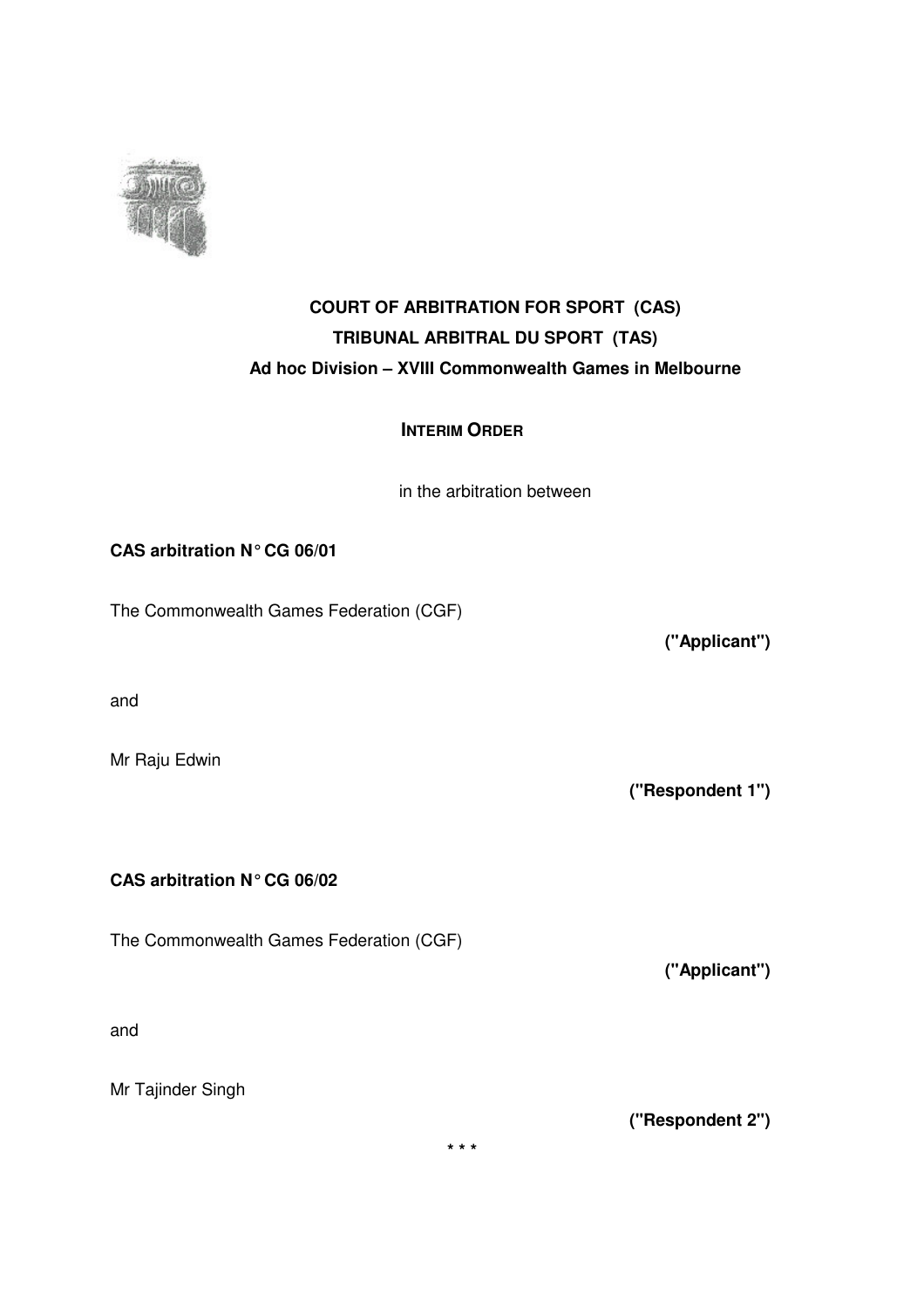**COURT OF ARBITRATION FOR SPORT (CAS)**
**TRIBUNAL ARBITRAL DU SPORT (TAS)**
**Ad hoc Division – XVIII Commonwealth Games in Melbourne**

**INTERIM ORDER**

in the arbitration between

**CAS arbitration N° CG 06/01**

The Commonwealth Games Federation (CGF)

**("Applicant")**

and

Mr Raju Edwin

**("Respondent 1")**

**CAS arbitration N° CG 06/02**

The Commonwealth Games Federation (CGF)

**("Applicant")**

and

Mr Tajinder Singh

**("Respondent 2")**

\* \* \*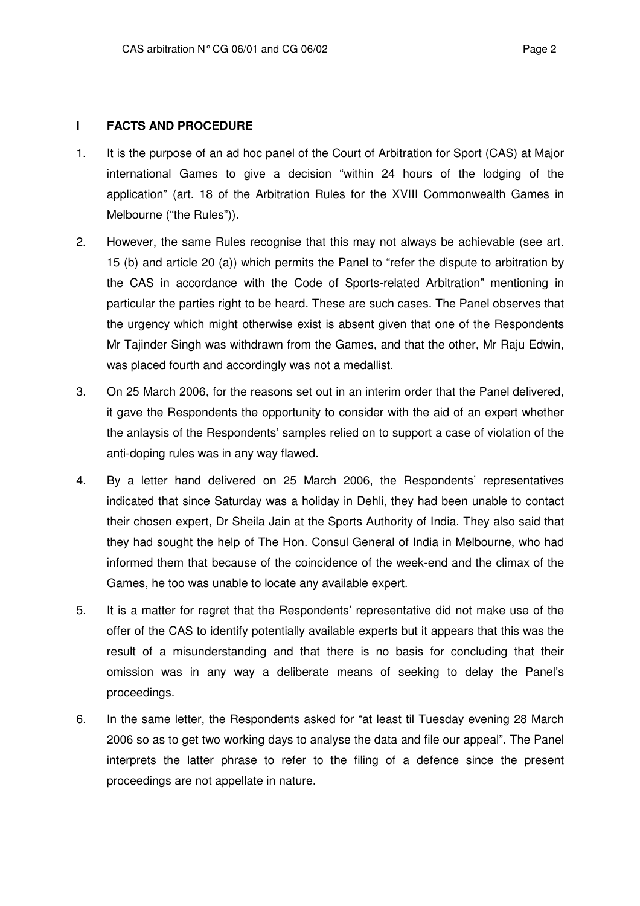## I FACTS AND PROCEDURE

1. It is the purpose of an ad hoc panel of the Court of Arbitration for Sport (CAS) at Major international Games to give a decision "within 24 hours of the lodging of the application" (art. 18 of the Arbitration Rules for the XVIII Commonwealth Games in Melbourne ("the Rules")).

2. However, the same Rules recognise that this may not always be achievable (see art. 15 (b) and article 20 (a)) which permits the Panel to "refer the dispute to arbitration by the CAS in accordance with the Code of Sports-related Arbitration" mentioning in particular the parties right to be heard. These are such cases. The Panel observes that the urgency which might otherwise exist is absent given that one of the Respondents Mr Tajinder Singh was withdrawn from the Games, and that the other, Mr Raju Edwin, was placed fourth and accordingly was not a medallist.

3. On 25 March 2006, for the reasons set out in an interim order that the Panel delivered, it gave the Respondents the opportunity to consider with the aid of an expert whether the anlaysis of the Respondents' samples relied on to support a case of violation of the anti-doping rules was in any way flawed.

4. By a letter hand delivered on 25 March 2006, the Respondents' representatives indicated that since Saturday was a holiday in Dehli, they had been unable to contact their chosen expert, Dr Sheila Jain at the Sports Authority of India. They also said that they had sought the help of The Hon. Consul General of India in Melbourne, who had informed them that because of the coincidence of the week-end and the climax of the Games, he too was unable to locate any available expert.

5. It is a matter for regret that the Respondents' representative did not make use of the offer of the CAS to identify potentially available experts but it appears that this was the result of a misunderstanding and that there is no basis for concluding that their omission was in any way a deliberate means of seeking to delay the Panel's proceedings.

6. In the same letter, the Respondents asked for "at least til Tuesday evening 28 March 2006 so as to get two working days to analyse the data and file our appeal". The Panel interprets the latter phrase to refer to the filing of a defence since the present proceedings are not appellate in nature.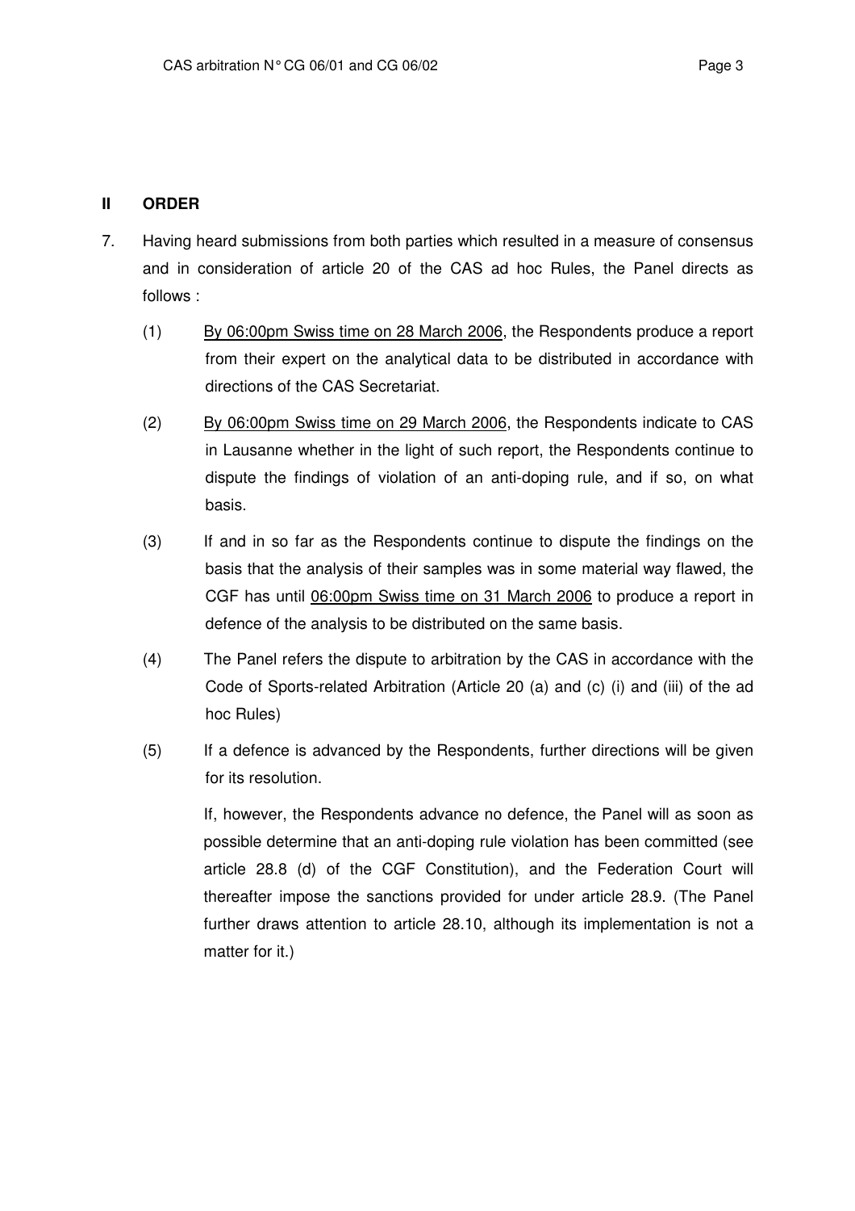## II ORDER

7. Having heard submissions from both parties which resulted in a measure of consensus and in consideration of article 20 of the CAS ad hoc Rules, the Panel directs as follows :

   (1) By 06:00pm Swiss time on 28 March 2006, the Respondents produce a report from their expert on the analytical data to be distributed in accordance with directions of the CAS Secretariat.

   (2) By 06:00pm Swiss time on 29 March 2006, the Respondents indicate to CAS in Lausanne whether in the light of such report, the Respondents continue to dispute the findings of violation of an anti-doping rule, and if so, on what basis.

   (3) If and in so far as the Respondents continue to dispute the findings on the basis that the analysis of their samples was in some material way flawed, the CGF has until 06:00pm Swiss time on 31 March 2006 to produce a report in defence of the analysis to be distributed on the same basis.

   (4) The Panel refers the dispute to arbitration by the CAS in accordance with the Code of Sports-related Arbitration (Article 20 (a) and (c) (i) and (iii) of the ad hoc Rules)

   (5) If a defence is advanced by the Respondents, further directions will be given for its resolution.

   If, however, the Respondents advance no defence, the Panel will as soon as possible determine that an anti-doping rule violation has been committed (see article 28.8 (d) of the CGF Constitution), and the Federation Court will thereafter impose the sanctions provided for under article 28.9. (The Panel further draws attention to article 28.10, although its implementation is not a matter for it.)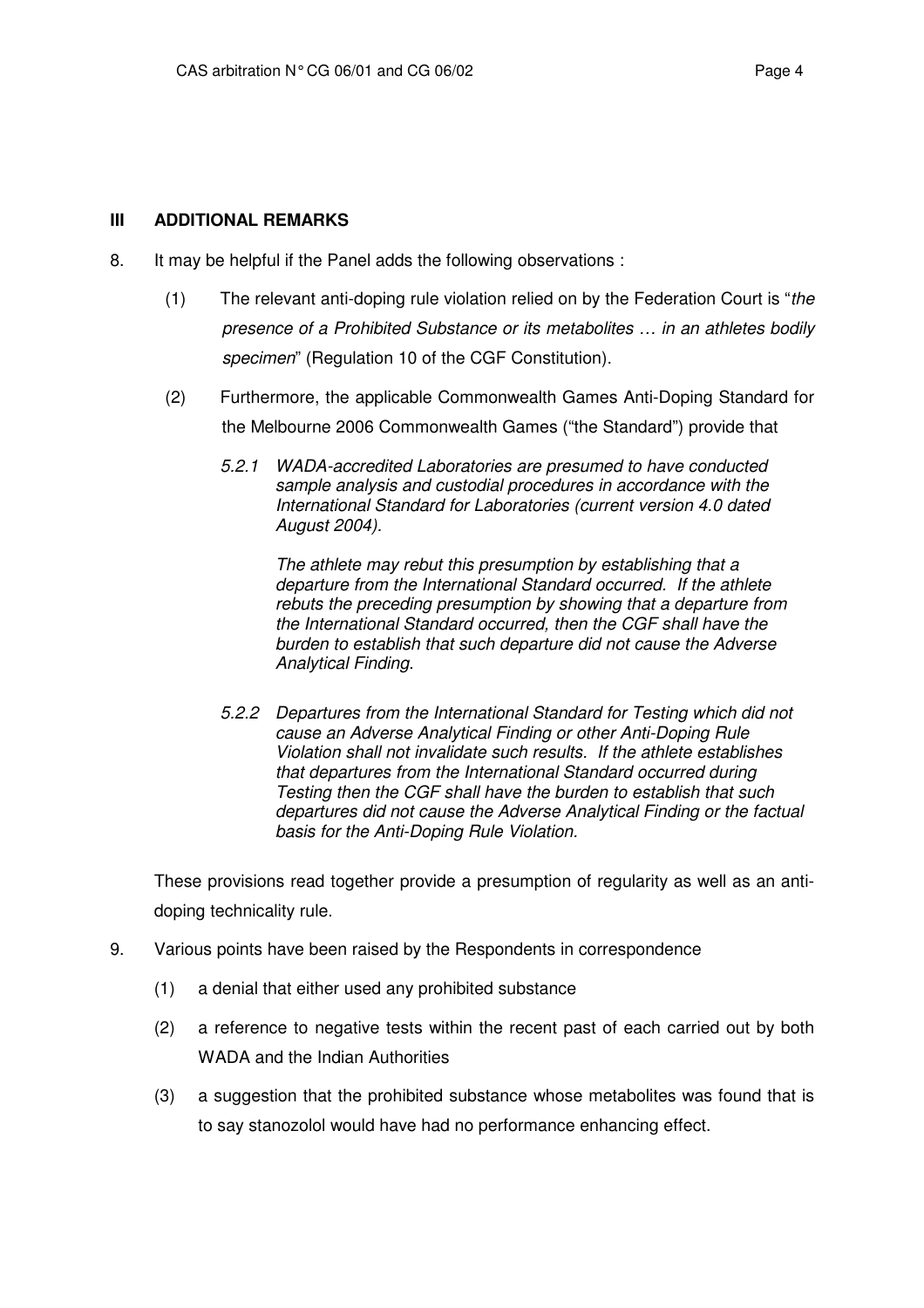## III ADDITIONAL REMARKS

8. It may be helpful if the Panel adds the following observations :

   (1) The relevant anti-doping rule violation relied on by the Federation Court is "*the presence of a Prohibited Substance or its metabolites … in an athletes bodily specimen*" (Regulation 10 of the CGF Constitution).

   (2) Furthermore, the applicable Commonwealth Games Anti-Doping Standard for the Melbourne 2006 Commonwealth Games ("the Standard") provide that

   > *5.2.1 WADA-accredited Laboratories are presumed to have conducted sample analysis and custodial procedures in accordance with the International Standard for Laboratories (current version 4.0 dated August 2004).*
   >
   > *The athlete may rebut this presumption by establishing that a departure from the International Standard occurred. If the athlete rebuts the preceding presumption by showing that a departure from the International Standard occurred, then the CGF shall have the burden to establish that such departure did not cause the Adverse Analytical Finding.*
   >
   > *5.2.2 Departures from the International Standard for Testing which did not cause an Adverse Analytical Finding or other Anti-Doping Rule Violation shall not invalidate such results. If the athlete establishes that departures from the International Standard occurred during Testing then the CGF shall have the burden to establish that such departures did not cause the Adverse Analytical Finding or the factual basis for the Anti-Doping Rule Violation.*

   These provisions read together provide a presumption of regularity as well as an anti-doping technicality rule.

9. Various points have been raised by the Respondents in correspondence

   (1) a denial that either used any prohibited substance

   (2) a reference to negative tests within the recent past of each carried out by both WADA and the Indian Authorities

   (3) a suggestion that the prohibited substance whose metabolites was found that is to say stanozolol would have had no performance enhancing effect.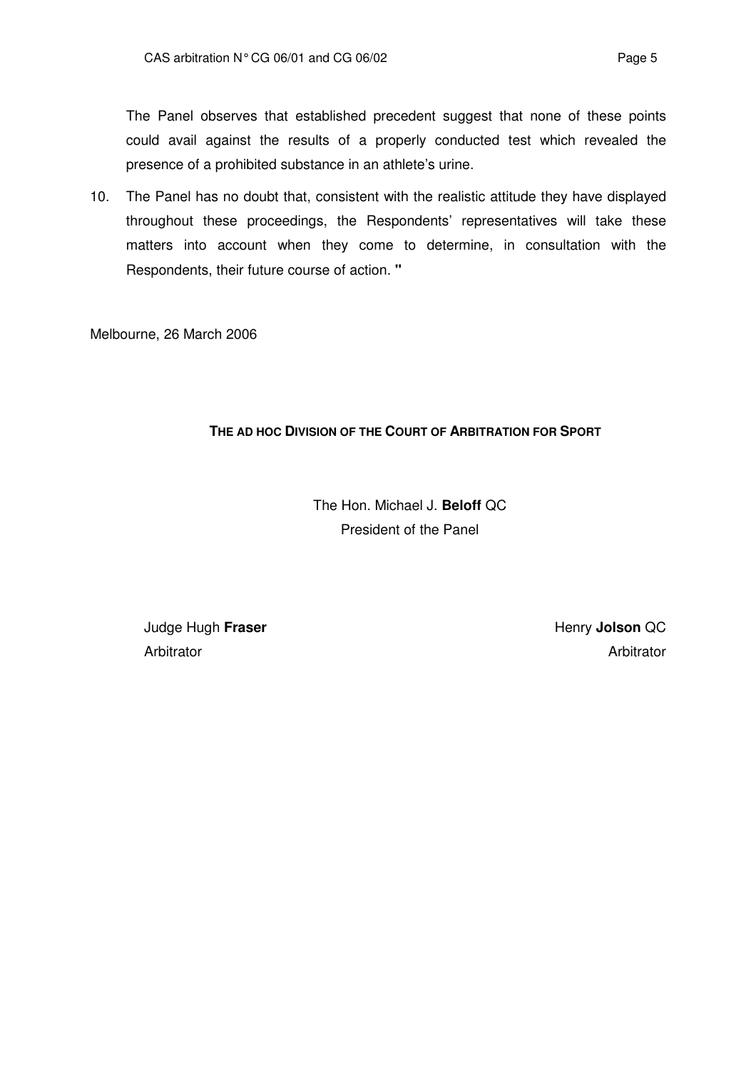The Panel observes that established precedent suggest that none of these points could avail against the results of a properly conducted test which revealed the presence of a prohibited substance in an athlete's urine.

10. The Panel has no doubt that, consistent with the realistic attitude they have displayed throughout these proceedings, the Respondents' representatives will take these matters into account when they come to determine, in consultation with the Respondents, their future course of action. **"**

Melbourne, 26 March 2006

**THE AD HOC DIVISION OF THE COURT OF ARBITRATION FOR SPORT**

The Hon. Michael J. **Beloff** QC
President of the Panel

Judge Hugh **Fraser**
Arbitrator

Henry **Jolson** QC
Arbitrator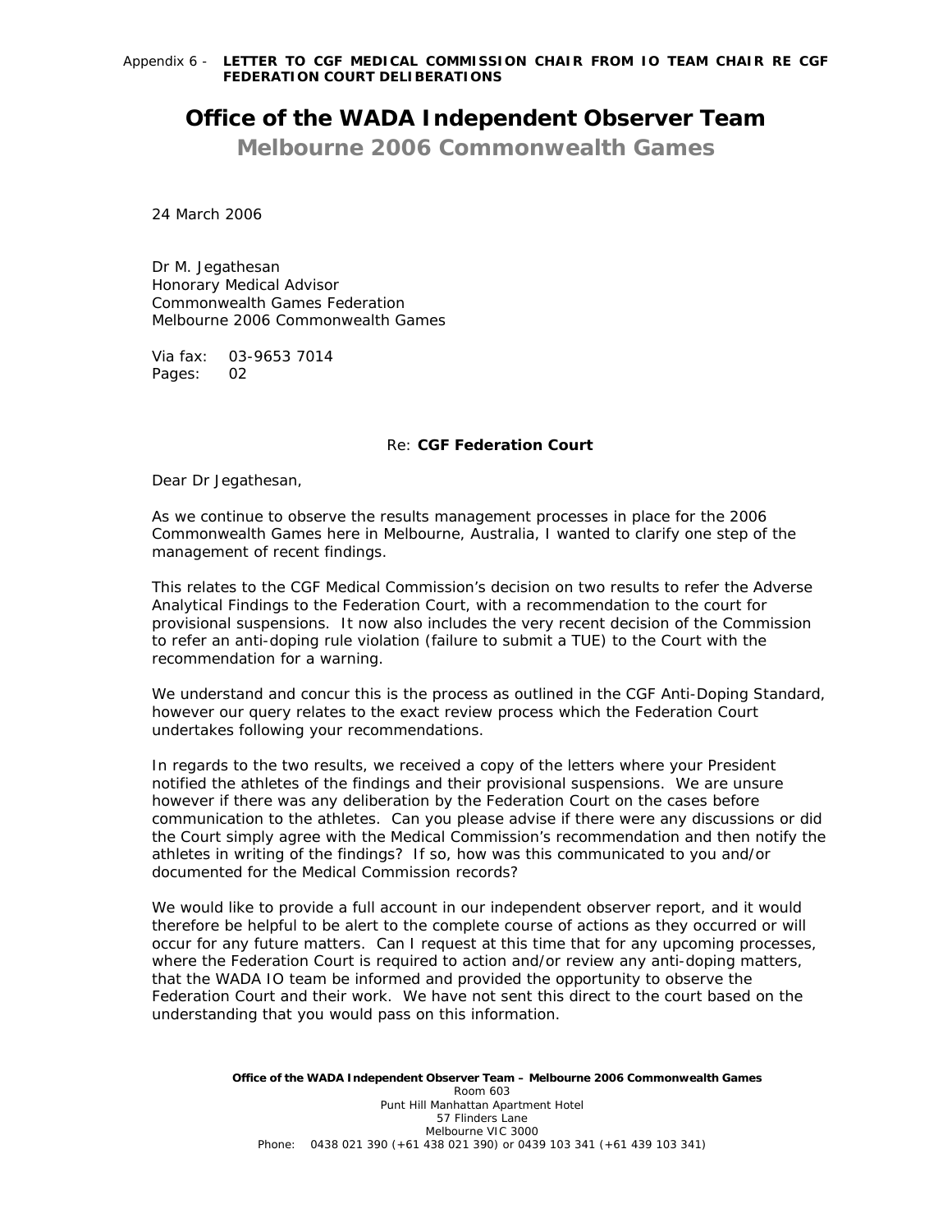Appendix 6 - **LETTER TO CGF MEDICAL COMMISSION CHAIR FROM IO TEAM CHAIR RE CGF FEDERATION COURT DELIBERATIONS**

# Office of the WADA Independent Observer Team

## Melbourne 2006 Commonwealth Games

24 March 2006

Dr M. Jegathesan
Honorary Medical Advisor
Commonwealth Games Federation
Melbourne 2006 Commonwealth Games

Via fax: 03-9653 7014
Pages: 02

Re: **CGF Federation Court**

Dear Dr Jegathesan,

As we continue to observe the results management processes in place for the 2006 Commonwealth Games here in Melbourne, Australia, I wanted to clarify one step of the management of recent findings.

This relates to the CGF Medical Commission's decision on two results to refer the Adverse Analytical Findings to the Federation Court, with a recommendation to the court for provisional suspensions. It now also includes the very recent decision of the Commission to refer an anti-doping rule violation (failure to submit a TUE) to the Court with the recommendation for a warning.

We understand and concur this is the process as outlined in the CGF Anti-Doping Standard, however our query relates to the exact review process which the Federation Court undertakes following your recommendations.

In regards to the two results, we received a copy of the letters where your President notified the athletes of the findings and their provisional suspensions. We are unsure however if there was any deliberation by the Federation Court on the cases before communication to the athletes. Can you please advise if there were any discussions or did the Court simply agree with the Medical Commission's recommendation and then notify the athletes in writing of the findings? If so, how was this communicated to you and/or documented for the Medical Commission records?

We would like to provide a full account in our independent observer report, and it would therefore be helpful to be alert to the complete course of actions as they occurred or will occur for any future matters. Can I request at this time that for any upcoming processes, where the Federation Court is required to action and/or review any anti-doping matters, that the WADA IO team be informed and provided the opportunity to observe the Federation Court and their work. We have not sent this direct to the court based on the understanding that you would pass on this information.

**Office of the WADA Independent Observer Team – Melbourne 2006 Commonwealth Games**
Room 603
Punt Hill Manhattan Apartment Hotel
57 Flinders Lane
Melbourne VIC 3000
Phone: 0438 021 390 (+61 438 021 390) or 0439 103 341 (+61 439 103 341)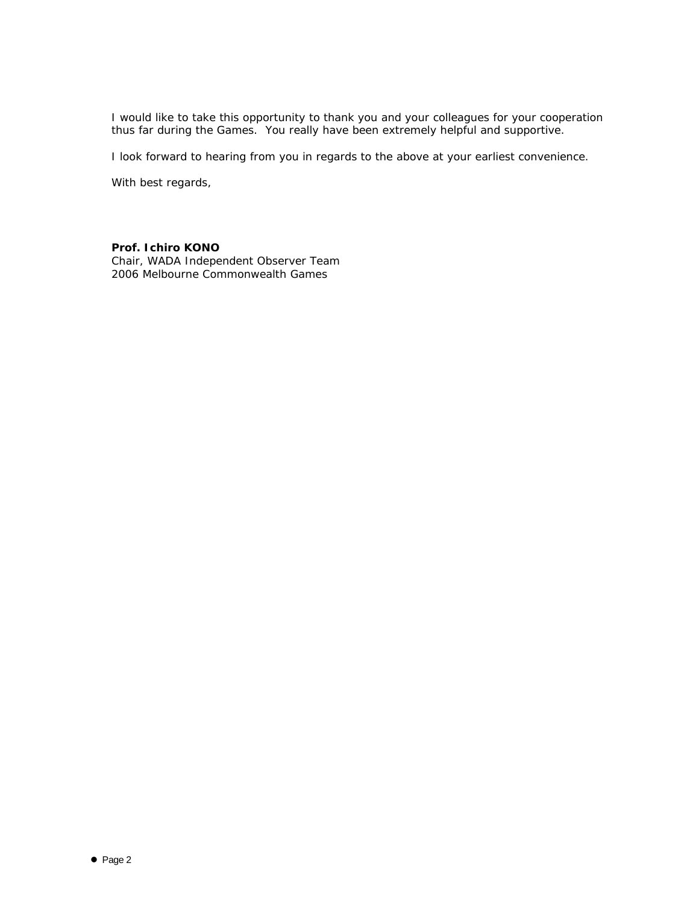I would like to take this opportunity to thank you and your colleagues for your cooperation thus far during the Games. You really have been extremely helpful and supportive.

I look forward to hearing from you in regards to the above at your earliest convenience.

With best regards,

**Prof. Ichiro KONO**
Chair, WADA Independent Observer Team
2006 Melbourne Commonwealth Games